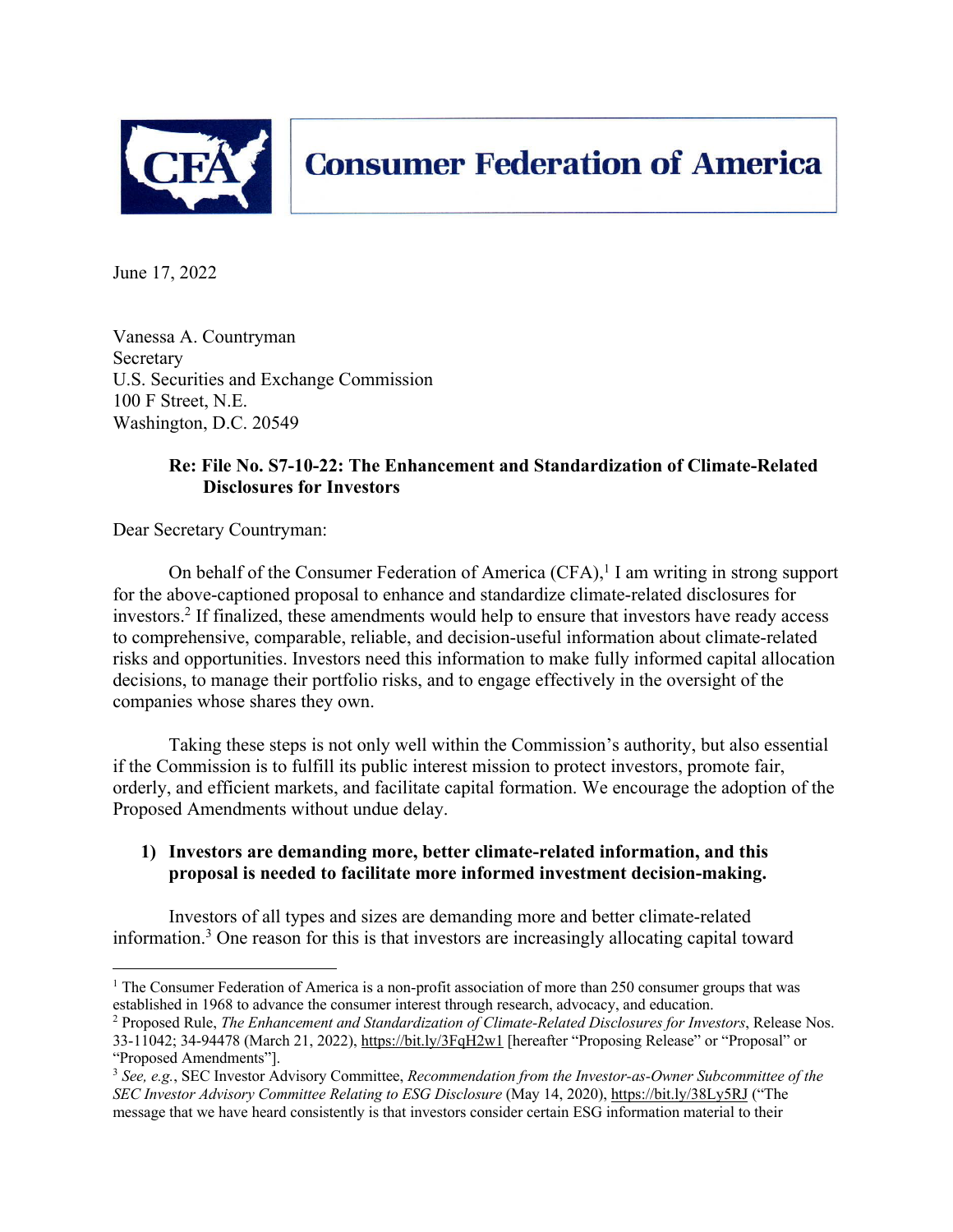**Consumer Federation of America**

June 17, 2022

Vanessa A. Countryman
Secretary
U.S. Securities and Exchange Commission
100 F Street, N.E.
Washington, D.C. 20549

**Re: File No. S7-10-22: The Enhancement and Standardization of Climate-Related Disclosures for Investors**

Dear Secretary Countryman:

On behalf of the Consumer Federation of America (CFA),[1] I am writing in strong support for the above-captioned proposal to enhance and standardize climate-related disclosures for investors.[2] If finalized, these amendments would help to ensure that investors have ready access to comprehensive, comparable, reliable, and decision-useful information about climate-related risks and opportunities. Investors need this information to make fully informed capital allocation decisions, to manage their portfolio risks, and to engage effectively in the oversight of the companies whose shares they own.

Taking these steps is not only well within the Commission's authority, but also essential if the Commission is to fulfill its public interest mission to protect investors, promote fair, orderly, and efficient markets, and facilitate capital formation. We encourage the adoption of the Proposed Amendments without undue delay.

**1) Investors are demanding more, better climate-related information, and this proposal is needed to facilitate more informed investment decision-making.**

Investors of all types and sizes are demanding more and better climate-related information.[3] One reason for this is that investors are increasingly allocating capital toward

---

[1] The Consumer Federation of America is a non-profit association of more than 250 consumer groups that was established in 1968 to advance the consumer interest through research, advocacy, and education.

[2] Proposed Rule, *The Enhancement and Standardization of Climate-Related Disclosures for Investors*, Release Nos. 33-11042; 34-94478 (March 21, 2022), https://bit.ly/3FqH2w1 [hereafter "Proposing Release" or "Proposal" or "Proposed Amendments"].

[3] *See, e.g.*, SEC Investor Advisory Committee, *Recommendation from the Investor-as-Owner Subcommittee of the SEC Investor Advisory Committee Relating to ESG Disclosure* (May 14, 2020), https://bit.ly/38Ly5RJ ("The message that we have heard consistently is that investors consider certain ESG information material to their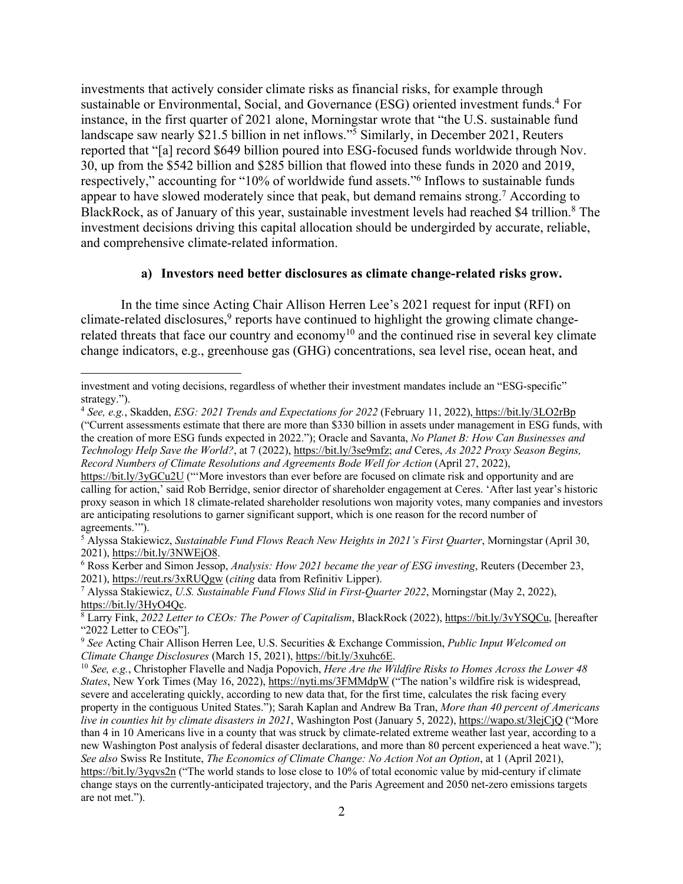investments that actively consider climate risks as financial risks, for example through sustainable or Environmental, Social, and Governance (ESG) oriented investment funds.[4] For instance, in the first quarter of 2021 alone, Morningstar wrote that "the U.S. sustainable fund landscape saw nearly $21.5 billion in net inflows."[5] Similarly, in December 2021, Reuters reported that "[a] record $649 billion poured into ESG-focused funds worldwide through Nov. 30, up from the $542 billion and $285 billion that flowed into these funds in 2020 and 2019, respectively," accounting for "10% of worldwide fund assets."[6] Inflows to sustainable funds appear to have slowed moderately since that peak, but demand remains strong.[7] According to BlackRock, as of January of this year, sustainable investment levels had reached $4 trillion.[8] The investment decisions driving this capital allocation should be undergirded by accurate, reliable, and comprehensive climate-related information.

### a) Investors need better disclosures as climate change-related risks grow.

In the time since Acting Chair Allison Herren Lee's 2021 request for input (RFI) on climate-related disclosures,[9] reports have continued to highlight the growing climate change-related threats that face our country and economy[10] and the continued rise in several key climate change indicators, e.g., greenhouse gas (GHG) concentrations, sea level rise, ocean heat, and

---

investment and voting decisions, regardless of whether their investment mandates include an "ESG-specific" strategy.").

[4] *See, e.g.*, Skadden, *ESG: 2021 Trends and Expectations for 2022* (February 11, 2022), https://bit.ly/3LO2rBp ("Current assessments estimate that there are more than $330 billion in assets under management in ESG funds, with the creation of more ESG funds expected in 2022."); Oracle and Savanta, *No Planet B: How Can Businesses and Technology Help Save the World?*, at 7 (2022), https://bit.ly/3se9mfz; *and* Ceres, *As 2022 Proxy Season Begins, Record Numbers of Climate Resolutions and Agreements Bode Well for Action* (April 27, 2022), https://bit.ly/3yGCu2U ("'More investors than ever before are focused on climate risk and opportunity and are calling for action,' said Rob Berridge, senior director of shareholder engagement at Ceres. 'After last year's historic proxy season in which 18 climate-related shareholder resolutions won majority votes, many companies and investors are anticipating resolutions to garner significant support, which is one reason for the record number of agreements.'").

[5] Alyssa Stakiewicz, *Sustainable Fund Flows Reach New Heights in 2021's First Quarter*, Morningstar (April 30, 2021), https://bit.ly/3NWEjO8.

[6] Ross Kerber and Simon Jessop, *Analysis: How 2021 became the year of ESG investing*, Reuters (December 23, 2021), https://reut.rs/3xRUQgw (*citing* data from Refinitiv Lipper).

[7] Alyssa Stakiewicz, *U.S. Sustainable Fund Flows Slid in First-Quarter 2022*, Morningstar (May 2, 2022), https://bit.ly/3HyO4Qc.

[8] Larry Fink, *2022 Letter to CEOs: The Power of Capitalism*, BlackRock (2022), https://bit.ly/3vYSQCu, [hereafter "2022 Letter to CEOs"].

[9] *See* Acting Chair Allison Herren Lee, U.S. Securities & Exchange Commission, *Public Input Welcomed on Climate Change Disclosures* (March 15, 2021), https://bit.ly/3xuhc6E.

[10] *See, e.g.*, Christopher Flavelle and Nadja Popovich, *Here Are the Wildfire Risks to Homes Across the Lower 48 States*, New York Times (May 16, 2022), https://nyti.ms/3FMMdpW ("The nation's wildfire risk is widespread, severe and accelerating quickly, according to new data that, for the first time, calculates the risk facing every property in the contiguous United States."); Sarah Kaplan and Andrew Ba Tran, *More than 40 percent of Americans live in counties hit by climate disasters in 2021*, Washington Post (January 5, 2022), https://wapo.st/3lejCjQ ("More than 4 in 10 Americans live in a county that was struck by climate-related extreme weather last year, according to a new Washington Post analysis of federal disaster declarations, and more than 80 percent experienced a heat wave."); *See also* Swiss Re Institute, *The Economics of Climate Change: No Action Not an Option*, at 1 (April 2021), https://bit.ly/3yqvs2n ("The world stands to lose close to 10% of total economic value by mid-century if climate change stays on the currently-anticipated trajectory, and the Paris Agreement and 2050 net-zero emissions targets are not met.").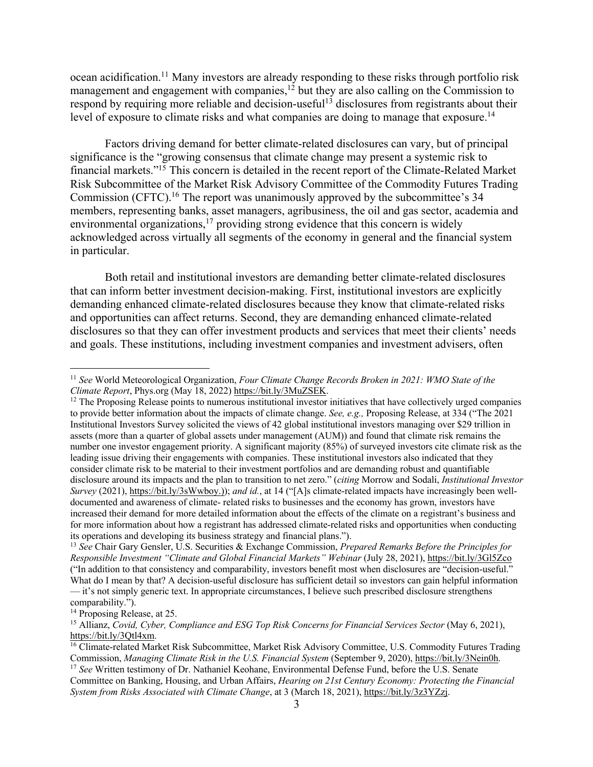ocean acidification.[11] Many investors are already responding to these risks through portfolio risk management and engagement with companies,[12] but they are also calling on the Commission to respond by requiring more reliable and decision-useful[13] disclosures from registrants about their level of exposure to climate risks and what companies are doing to manage that exposure.[14]

Factors driving demand for better climate-related disclosures can vary, but of principal significance is the "growing consensus that climate change may present a systemic risk to financial markets."[15] This concern is detailed in the recent report of the Climate-Related Market Risk Subcommittee of the Market Risk Advisory Committee of the Commodity Futures Trading Commission (CFTC).[16] The report was unanimously approved by the subcommittee's 34 members, representing banks, asset managers, agribusiness, the oil and gas sector, academia and environmental organizations,[17] providing strong evidence that this concern is widely acknowledged across virtually all segments of the economy in general and the financial system in particular.

Both retail and institutional investors are demanding better climate-related disclosures that can inform better investment decision-making. First, institutional investors are explicitly demanding enhanced climate-related disclosures because they know that climate-related risks and opportunities can affect returns. Second, they are demanding enhanced climate-related disclosures so that they can offer investment products and services that meet their clients' needs and goals. These institutions, including investment companies and investment advisers, often

---

[11] *See* World Meteorological Organization, *Four Climate Change Records Broken in 2021: WMO State of the Climate Report*, Phys.org (May 18, 2022) https://bit.ly/3MuZSEK.

[12] The Proposing Release points to numerous institutional investor initiatives that have collectively urged companies to provide better information about the impacts of climate change. *See, e.g.,* Proposing Release, at 334 ("The 2021 Institutional Investors Survey solicited the views of 42 global institutional investors managing over $29 trillion in assets (more than a quarter of global assets under management (AUM)) and found that climate risk remains the number one investor engagement priority. A significant majority (85%) of surveyed investors cite climate risk as the leading issue driving their engagements with companies. These institutional investors also indicated that they consider climate risk to be material to their investment portfolios and are demanding robust and quantifiable disclosure around its impacts and the plan to transition to net zero." (*citing* Morrow and Sodali, *Institutional Investor Survey* (2021), https://bit.ly/3sWwboy.)); *and id.*, at 14 ("[A]s climate-related impacts have increasingly been well-documented and awareness of climate- related risks to businesses and the economy has grown, investors have increased their demand for more detailed information about the effects of the climate on a registrant's business and for more information about how a registrant has addressed climate-related risks and opportunities when conducting its operations and developing its business strategy and financial plans.").

[13] *See* Chair Gary Gensler, U.S. Securities & Exchange Commission, *Prepared Remarks Before the Principles for Responsible Investment "Climate and Global Financial Markets" Webinar* (July 28, 2021), https://bit.ly/3Gl5Zco ("In addition to that consistency and comparability, investors benefit most when disclosures are "decision-useful." What do I mean by that? A decision-useful disclosure has sufficient detail so investors can gain helpful information — it's not simply generic text. In appropriate circumstances, I believe such prescribed disclosure strengthens comparability.").

[14] Proposing Release, at 25.

[15] Allianz, *Covid, Cyber, Compliance and ESG Top Risk Concerns for Financial Services Sector* (May 6, 2021), https://bit.ly/3Qtl4xm.

[16] Climate-related Market Risk Subcommittee, Market Risk Advisory Committee, U.S. Commodity Futures Trading Commission, *Managing Climate Risk in the U.S. Financial System* (September 9, 2020), https://bit.ly/3Nein0h.

[17] *See* Written testimony of Dr. Nathaniel Keohane, Environmental Defense Fund, before the U.S. Senate Committee on Banking, Housing, and Urban Affairs, *Hearing on 21st Century Economy: Protecting the Financial System from Risks Associated with Climate Change*, at 3 (March 18, 2021), https://bit.ly/3z3YZzj.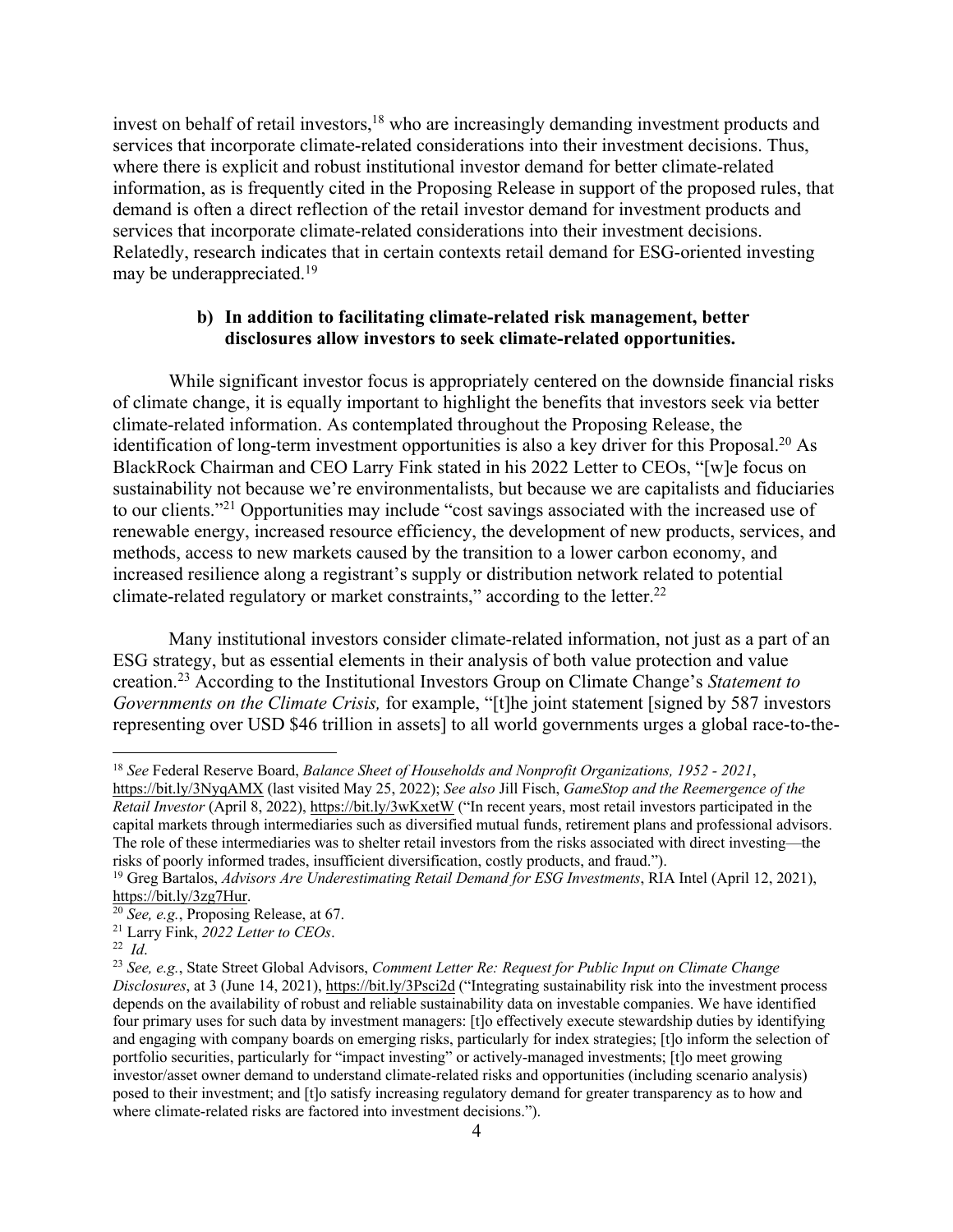invest on behalf of retail investors,[18] who are increasingly demanding investment products and services that incorporate climate-related considerations into their investment decisions. Thus, where there is explicit and robust institutional investor demand for better climate-related information, as is frequently cited in the Proposing Release in support of the proposed rules, that demand is often a direct reflection of the retail investor demand for investment products and services that incorporate climate-related considerations into their investment decisions. Relatedly, research indicates that in certain contexts retail demand for ESG-oriented investing may be underappreciated.[19]

**b) In addition to facilitating climate-related risk management, better disclosures allow investors to seek climate-related opportunities.**

While significant investor focus is appropriately centered on the downside financial risks of climate change, it is equally important to highlight the benefits that investors seek via better climate-related information. As contemplated throughout the Proposing Release, the identification of long-term investment opportunities is also a key driver for this Proposal.[20] As BlackRock Chairman and CEO Larry Fink stated in his 2022 Letter to CEOs, "[w]e focus on sustainability not because we're environmentalists, but because we are capitalists and fiduciaries to our clients."[21] Opportunities may include "cost savings associated with the increased use of renewable energy, increased resource efficiency, the development of new products, services, and methods, access to new markets caused by the transition to a lower carbon economy, and increased resilience along a registrant's supply or distribution network related to potential climate-related regulatory or market constraints," according to the letter.[22]

Many institutional investors consider climate-related information, not just as a part of an ESG strategy, but as essential elements in their analysis of both value protection and value creation.[23] According to the Institutional Investors Group on Climate Change's *Statement to Governments on the Climate Crisis,* for example, "[t]he joint statement [signed by 587 investors representing over USD $46 trillion in assets] to all world governments urges a global race-to-the-

---

[18] *See* Federal Reserve Board, *Balance Sheet of Households and Nonprofit Organizations, 1952 - 2021*, https://bit.ly/3NyqAMX (last visited May 25, 2022); *See also* Jill Fisch, *GameStop and the Reemergence of the Retail Investor* (April 8, 2022), https://bit.ly/3wKxetW ("In recent years, most retail investors participated in the capital markets through intermediaries such as diversified mutual funds, retirement plans and professional advisors. The role of these intermediaries was to shelter retail investors from the risks associated with direct investing—the risks of poorly informed trades, insufficient diversification, costly products, and fraud.").

[19] Greg Bartalos, *Advisors Are Underestimating Retail Demand for ESG Investments*, RIA Intel (April 12, 2021), https://bit.ly/3zg7Hur.

[20] *See, e.g.*, Proposing Release, at 67.

[21] Larry Fink, *2022 Letter to CEOs*.

[22] *Id*.

[23] *See, e.g.*, State Street Global Advisors, *Comment Letter Re: Request for Public Input on Climate Change Disclosures*, at 3 (June 14, 2021), https://bit.ly/3Psci2d ("Integrating sustainability risk into the investment process depends on the availability of robust and reliable sustainability data on investable companies. We have identified four primary uses for such data by investment managers: [t]o effectively execute stewardship duties by identifying and engaging with company boards on emerging risks, particularly for index strategies; [t]o inform the selection of portfolio securities, particularly for "impact investing" or actively-managed investments; [t]o meet growing investor/asset owner demand to understand climate-related risks and opportunities (including scenario analysis) posed to their investment; and [t]o satisfy increasing regulatory demand for greater transparency as to how and where climate-related risks are factored into investment decisions.").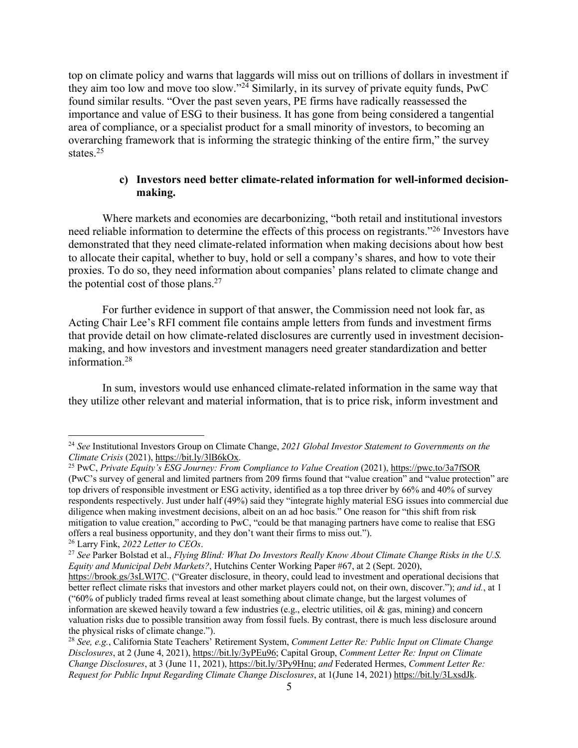top on climate policy and warns that laggards will miss out on trillions of dollars in investment if they aim too low and move too slow."[24] Similarly, in its survey of private equity funds, PwC found similar results. "Over the past seven years, PE firms have radically reassessed the importance and value of ESG to their business. It has gone from being considered a tangential area of compliance, or a specialist product for a small minority of investors, to becoming an overarching framework that is informing the strategic thinking of the entire firm," the survey states.[25]

#### c) Investors need better climate-related information for well-informed decision-making.

Where markets and economies are decarbonizing, "both retail and institutional investors need reliable information to determine the effects of this process on registrants."[26] Investors have demonstrated that they need climate-related information when making decisions about how best to allocate their capital, whether to buy, hold or sell a company's shares, and how to vote their proxies. To do so, they need information about companies' plans related to climate change and the potential cost of those plans.[27]

For further evidence in support of that answer, the Commission need not look far, as Acting Chair Lee's RFI comment file contains ample letters from funds and investment firms that provide detail on how climate-related disclosures are currently used in investment decision-making, and how investors and investment managers need greater standardization and better information.[28]

In sum, investors would use enhanced climate-related information in the same way that they utilize other relevant and material information, that is to price risk, inform investment and

---

[24] *See* Institutional Investors Group on Climate Change, *2021 Global Investor Statement to Governments on the Climate Crisis* (2021), https://bit.ly/3lB6kOx.

[25] PwC, *Private Equity's ESG Journey: From Compliance to Value Creation* (2021), https://pwc.to/3a7fSOR (PwC's survey of general and limited partners from 209 firms found that "value creation" and "value protection" are top drivers of responsible investment or ESG activity, identified as a top three driver by 66% and 40% of survey respondents respectively. Just under half (49%) said they "integrate highly material ESG issues into commercial due diligence when making investment decisions, albeit on an ad hoc basis." One reason for "this shift from risk mitigation to value creation," according to PwC, "could be that managing partners have come to realise that ESG offers a real business opportunity, and they don't want their firms to miss out.").

[26] Larry Fink, *2022 Letter to CEOs*.

[27] *See* Parker Bolstad et al., *Flying Blind: What Do Investors Really Know About Climate Change Risks in the U.S. Equity and Municipal Debt Markets?*, Hutchins Center Working Paper #67, at 2 (Sept. 2020), https://brook.gs/3sLWI7C. ("Greater disclosure, in theory, could lead to investment and operational decisions that better reflect climate risks that investors and other market players could not, on their own, discover."); *and id.*, at 1 ("60% of publicly traded firms reveal at least something about climate change, but the largest volumes of information are skewed heavily toward a few industries (e.g., electric utilities, oil & gas, mining) and concern valuation risks due to possible transition away from fossil fuels. By contrast, there is much less disclosure around the physical risks of climate change.").

[28] *See, e.g.*, California State Teachers' Retirement System, *Comment Letter Re: Public Input on Climate Change Disclosures*, at 2 (June 4, 2021), https://bit.ly/3yPEu96; Capital Group, *Comment Letter Re: Input on Climate Change Disclosures*, at 3 (June 11, 2021), https://bit.ly/3Py9Hnu; *and* Federated Hermes, *Comment Letter Re: Request for Public Input Regarding Climate Change Disclosures*, at 1(June 14, 2021) https://bit.ly/3LxsdJk.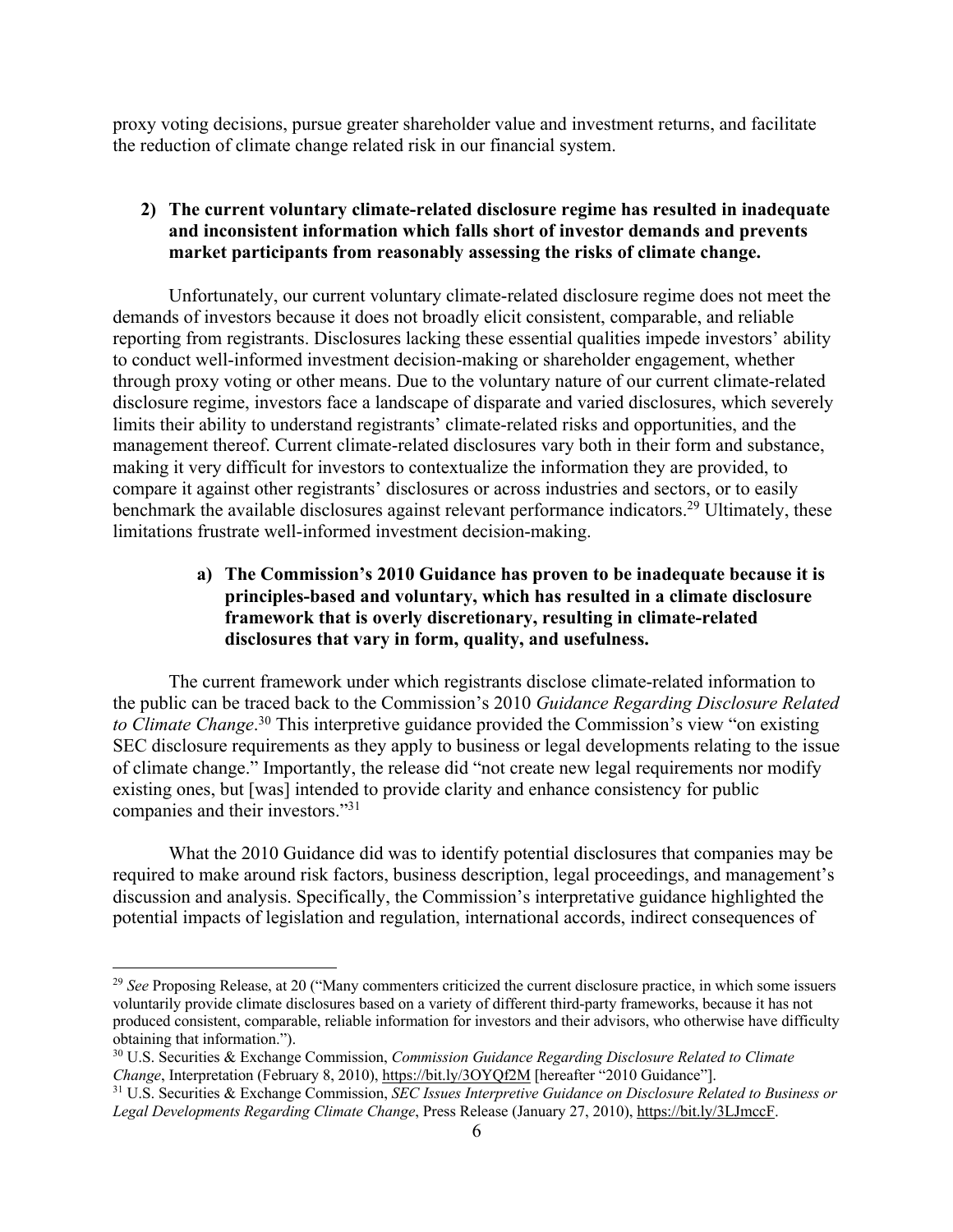proxy voting decisions, pursue greater shareholder value and investment returns, and facilitate the reduction of climate change related risk in our financial system.

## 2) The current voluntary climate-related disclosure regime has resulted in inadequate and inconsistent information which falls short of investor demands and prevents market participants from reasonably assessing the risks of climate change.

Unfortunately, our current voluntary climate-related disclosure regime does not meet the demands of investors because it does not broadly elicit consistent, comparable, and reliable reporting from registrants. Disclosures lacking these essential qualities impede investors' ability to conduct well-informed investment decision-making or shareholder engagement, whether through proxy voting or other means. Due to the voluntary nature of our current climate-related disclosure regime, investors face a landscape of disparate and varied disclosures, which severely limits their ability to understand registrants' climate-related risks and opportunities, and the management thereof. Current climate-related disclosures vary both in their form and substance, making it very difficult for investors to contextualize the information they are provided, to compare it against other registrants' disclosures or across industries and sectors, or to easily benchmark the available disclosures against relevant performance indicators.[29] Ultimately, these limitations frustrate well-informed investment decision-making.

### a) The Commission's 2010 Guidance has proven to be inadequate because it is principles-based and voluntary, which has resulted in a climate disclosure framework that is overly discretionary, resulting in climate-related disclosures that vary in form, quality, and usefulness.

The current framework under which registrants disclose climate-related information to the public can be traced back to the Commission's 2010 *Guidance Regarding Disclosure Related to Climate Change*.[30] This interpretive guidance provided the Commission's view "on existing SEC disclosure requirements as they apply to business or legal developments relating to the issue of climate change." Importantly, the release did "not create new legal requirements nor modify existing ones, but [was] intended to provide clarity and enhance consistency for public companies and their investors."[31]

What the 2010 Guidance did was to identify potential disclosures that companies may be required to make around risk factors, business description, legal proceedings, and management's discussion and analysis. Specifically, the Commission's interpretative guidance highlighted the potential impacts of legislation and regulation, international accords, indirect consequences of

---

[29] *See* Proposing Release, at 20 ("Many commenters criticized the current disclosure practice, in which some issuers voluntarily provide climate disclosures based on a variety of different third-party frameworks, because it has not produced consistent, comparable, reliable information for investors and their advisors, who otherwise have difficulty obtaining that information.").

[30] U.S. Securities & Exchange Commission, *Commission Guidance Regarding Disclosure Related to Climate Change*, Interpretation (February 8, 2010), https://bit.ly/3OYQf2M [hereafter "2010 Guidance"].

[31] U.S. Securities & Exchange Commission, *SEC Issues Interpretive Guidance on Disclosure Related to Business or Legal Developments Regarding Climate Change*, Press Release (January 27, 2010), https://bit.ly/3LJmccF.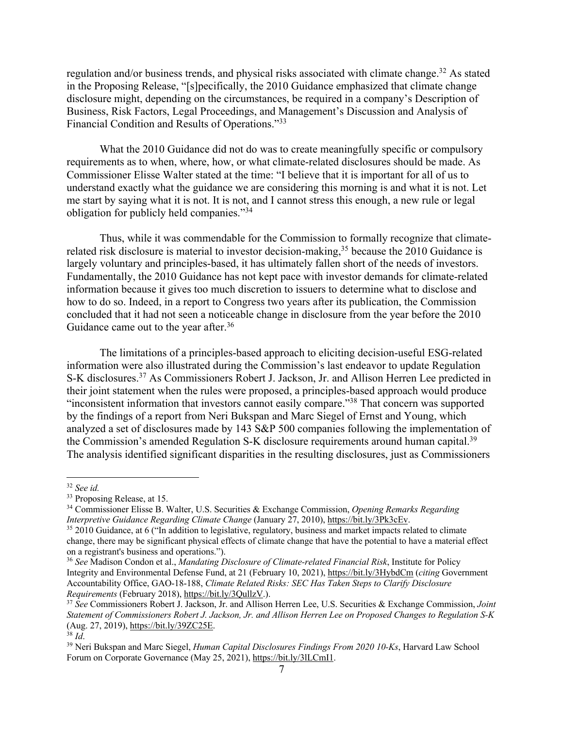regulation and/or business trends, and physical risks associated with climate change.[32] As stated in the Proposing Release, "[s]pecifically, the 2010 Guidance emphasized that climate change disclosure might, depending on the circumstances, be required in a company's Description of Business, Risk Factors, Legal Proceedings, and Management's Discussion and Analysis of Financial Condition and Results of Operations."[33]

What the 2010 Guidance did not do was to create meaningfully specific or compulsory requirements as to when, where, how, or what climate-related disclosures should be made. As Commissioner Elisse Walter stated at the time: "I believe that it is important for all of us to understand exactly what the guidance we are considering this morning is and what it is not. Let me start by saying what it is not. It is not, and I cannot stress this enough, a new rule or legal obligation for publicly held companies."[34]

Thus, while it was commendable for the Commission to formally recognize that climate-related risk disclosure is material to investor decision-making,[35] because the 2010 Guidance is largely voluntary and principles-based, it has ultimately fallen short of the needs of investors. Fundamentally, the 2010 Guidance has not kept pace with investor demands for climate-related information because it gives too much discretion to issuers to determine what to disclose and how to do so. Indeed, in a report to Congress two years after its publication, the Commission concluded that it had not seen a noticeable change in disclosure from the year before the 2010 Guidance came out to the year after.[36]

The limitations of a principles-based approach to eliciting decision-useful ESG-related information were also illustrated during the Commission's last endeavor to update Regulation S-K disclosures.[37] As Commissioners Robert J. Jackson, Jr. and Allison Herren Lee predicted in their joint statement when the rules were proposed, a principles-based approach would produce "inconsistent information that investors cannot easily compare."[38] That concern was supported by the findings of a report from Neri Bukspan and Marc Siegel of Ernst and Young, which analyzed a set of disclosures made by 143 S&P 500 companies following the implementation of the Commission's amended Regulation S-K disclosure requirements around human capital.[39] The analysis identified significant disparities in the resulting disclosures, just as Commissioners

---

[32] *See id.*

[33] Proposing Release, at 15.

[34] Commissioner Elisse B. Walter, U.S. Securities & Exchange Commission, *Opening Remarks Regarding Interpretive Guidance Regarding Climate Change* (January 27, 2010), https://bit.ly/3Pk3cEv.

[35] 2010 Guidance, at 6 ("In addition to legislative, regulatory, business and market impacts related to climate change, there may be significant physical effects of climate change that have the potential to have a material effect on a registrant's business and operations.").

[36] *See* Madison Condon et al., *Mandating Disclosure of Climate-related Financial Risk*, Institute for Policy Integrity and Environmental Defense Fund, at 21 (February 10, 2021), https://bit.ly/3HybdCm (*citing* Government Accountability Office, GAO-18-188, *Climate Related Risks: SEC Has Taken Steps to Clarify Disclosure Requirements* (February 2018), https://bit.ly/3QullzV.).

[37] *See* Commissioners Robert J. Jackson, Jr. and Allison Herren Lee, U.S. Securities & Exchange Commission, *Joint Statement of Commissioners Robert J. Jackson, Jr. and Allison Herren Lee on Proposed Changes to Regulation S-K* (Aug. 27, 2019), https://bit.ly/39ZC25E.

[38] *Id.*

[39] Neri Bukspan and Marc Siegel, *Human Capital Disclosures Findings From 2020 10-Ks*, Harvard Law School Forum on Corporate Governance (May 25, 2021), https://bit.ly/3lLCmI1.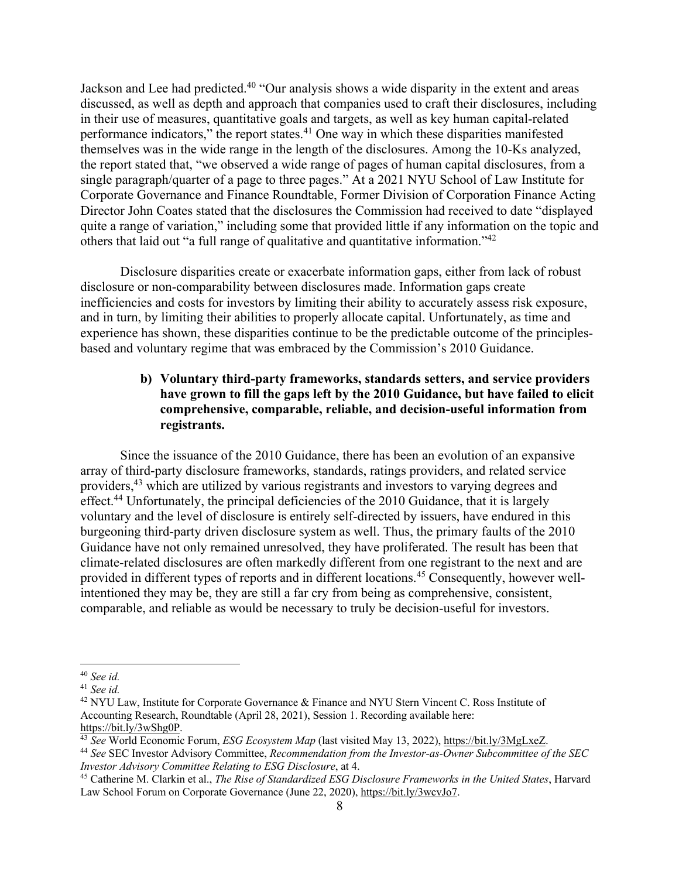Jackson and Lee had predicted.[40] "Our analysis shows a wide disparity in the extent and areas discussed, as well as depth and approach that companies used to craft their disclosures, including in their use of measures, quantitative goals and targets, as well as key human capital-related performance indicators," the report states.[41] One way in which these disparities manifested themselves was in the wide range in the length of the disclosures. Among the 10-Ks analyzed, the report stated that, "we observed a wide range of pages of human capital disclosures, from a single paragraph/quarter of a page to three pages." At a 2021 NYU School of Law Institute for Corporate Governance and Finance Roundtable, Former Division of Corporation Finance Acting Director John Coates stated that the disclosures the Commission had received to date "displayed quite a range of variation," including some that provided little if any information on the topic and others that laid out "a full range of qualitative and quantitative information."[42]

Disclosure disparities create or exacerbate information gaps, either from lack of robust disclosure or non-comparability between disclosures made. Information gaps create inefficiencies and costs for investors by limiting their ability to accurately assess risk exposure, and in turn, by limiting their abilities to properly allocate capital. Unfortunately, as time and experience has shown, these disparities continue to be the predictable outcome of the principles-based and voluntary regime that was embraced by the Commission's 2010 Guidance.

**b) Voluntary third-party frameworks, standards setters, and service providers have grown to fill the gaps left by the 2010 Guidance, but have failed to elicit comprehensive, comparable, reliable, and decision-useful information from registrants.**

Since the issuance of the 2010 Guidance, there has been an evolution of an expansive array of third-party disclosure frameworks, standards, ratings providers, and related service providers,[43] which are utilized by various registrants and investors to varying degrees and effect.[44] Unfortunately, the principal deficiencies of the 2010 Guidance, that it is largely voluntary and the level of disclosure is entirely self-directed by issuers, have endured in this burgeoning third-party driven disclosure system as well. Thus, the primary faults of the 2010 Guidance have not only remained unresolved, they have proliferated. The result has been that climate-related disclosures are often markedly different from one registrant to the next and are provided in different types of reports and in different locations.[45] Consequently, however well-intentioned they may be, they are still a far cry from being as comprehensive, consistent, comparable, and reliable as would be necessary to truly be decision-useful for investors.

---

[40] *See id.*

[41] *See id.*

[42] NYU Law, Institute for Corporate Governance & Finance and NYU Stern Vincent C. Ross Institute of Accounting Research, Roundtable (April 28, 2021), Session 1. Recording available here: https://bit.ly/3wShg0P.

[43] *See* World Economic Forum, *ESG Ecosystem Map* (last visited May 13, 2022), https://bit.ly/3MgLxeZ.

[44] *See* SEC Investor Advisory Committee, *Recommendation from the Investor-as-Owner Subcommittee of the SEC Investor Advisory Committee Relating to ESG Disclosure*, at 4.

[45] Catherine M. Clarkin et al., *The Rise of Standardized ESG Disclosure Frameworks in the United States*, Harvard Law School Forum on Corporate Governance (June 22, 2020), https://bit.ly/3wcvJo7.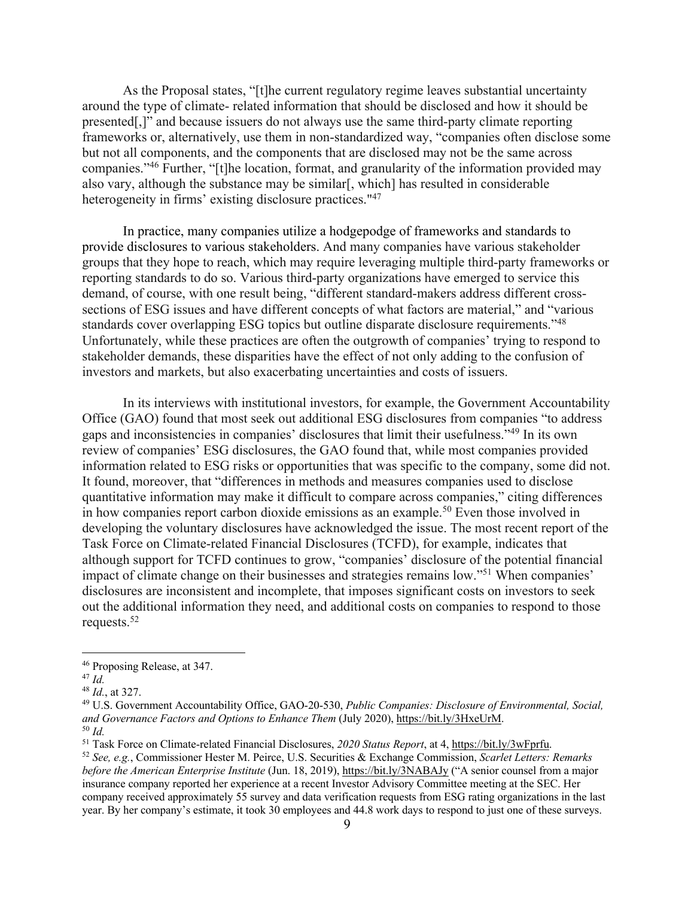As the Proposal states, "[t]he current regulatory regime leaves substantial uncertainty around the type of climate- related information that should be disclosed and how it should be presented[,]" and because issuers do not always use the same third-party climate reporting frameworks or, alternatively, use them in non-standardized way, "companies often disclose some but not all components, and the components that are disclosed may not be the same across companies."[46] Further, "[t]he location, format, and granularity of the information provided may also vary, although the substance may be similar[, which] has resulted in considerable heterogeneity in firms' existing disclosure practices."[47]

In practice, many companies utilize a hodgepodge of frameworks and standards to provide disclosures to various stakeholders. And many companies have various stakeholder groups that they hope to reach, which may require leveraging multiple third-party frameworks or reporting standards to do so. Various third-party organizations have emerged to service this demand, of course, with one result being, "different standard-makers address different cross-sections of ESG issues and have different concepts of what factors are material," and "various standards cover overlapping ESG topics but outline disparate disclosure requirements."[48] Unfortunately, while these practices are often the outgrowth of companies' trying to respond to stakeholder demands, these disparities have the effect of not only adding to the confusion of investors and markets, but also exacerbating uncertainties and costs of issuers.

In its interviews with institutional investors, for example, the Government Accountability Office (GAO) found that most seek out additional ESG disclosures from companies "to address gaps and inconsistencies in companies' disclosures that limit their usefulness."[49] In its own review of companies' ESG disclosures, the GAO found that, while most companies provided information related to ESG risks or opportunities that was specific to the company, some did not. It found, moreover, that "differences in methods and measures companies used to disclose quantitative information may make it difficult to compare across companies," citing differences in how companies report carbon dioxide emissions as an example.[50] Even those involved in developing the voluntary disclosures have acknowledged the issue. The most recent report of the Task Force on Climate-related Financial Disclosures (TCFD), for example, indicates that although support for TCFD continues to grow, "companies' disclosure of the potential financial impact of climate change on their businesses and strategies remains low."[51] When companies' disclosures are inconsistent and incomplete, that imposes significant costs on investors to seek out the additional information they need, and additional costs on companies to respond to those requests.[52]

---

[46] Proposing Release, at 347.

[47] *Id.*

[48] *Id.*, at 327.

[49] U.S. Government Accountability Office, GAO-20-530, *Public Companies: Disclosure of Environmental, Social, and Governance Factors and Options to Enhance Them* (July 2020), https://bit.ly/3HxeUrM.

[50] *Id.*

[51] Task Force on Climate-related Financial Disclosures, *2020 Status Report*, at 4, https://bit.ly/3wFprfu.

[52] *See, e.g.*, Commissioner Hester M. Peirce, U.S. Securities & Exchange Commission, *Scarlet Letters: Remarks before the American Enterprise Institute* (Jun. 18, 2019), https://bit.ly/3NABAJy ("A senior counsel from a major insurance company reported her experience at a recent Investor Advisory Committee meeting at the SEC. Her company received approximately 55 survey and data verification requests from ESG rating organizations in the last year. By her company's estimate, it took 30 employees and 44.8 work days to respond to just one of these surveys.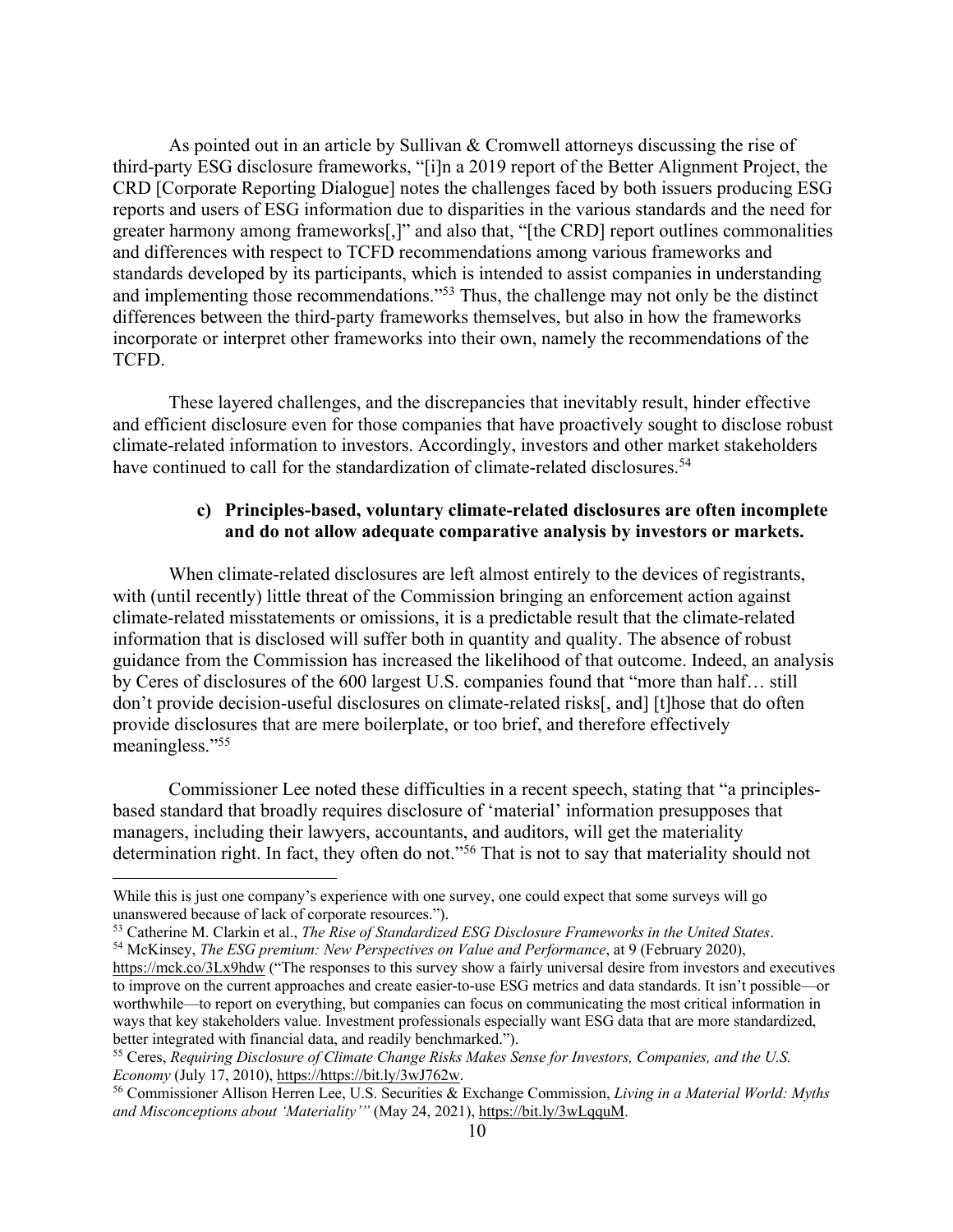As pointed out in an article by Sullivan & Cromwell attorneys discussing the rise of third-party ESG disclosure frameworks, "[i]n a 2019 report of the Better Alignment Project, the CRD [Corporate Reporting Dialogue] notes the challenges faced by both issuers producing ESG reports and users of ESG information due to disparities in the various standards and the need for greater harmony among frameworks[,]" and also that, "[the CRD] report outlines commonalities and differences with respect to TCFD recommendations among various frameworks and standards developed by its participants, which is intended to assist companies in understanding and implementing those recommendations."[53] Thus, the challenge may not only be the distinct differences between the third-party frameworks themselves, but also in how the frameworks incorporate or interpret other frameworks into their own, namely the recommendations of the TCFD.

These layered challenges, and the discrepancies that inevitably result, hinder effective and efficient disclosure even for those companies that have proactively sought to disclose robust climate-related information to investors. Accordingly, investors and other market stakeholders have continued to call for the standardization of climate-related disclosures.[54]

**c) Principles-based, voluntary climate-related disclosures are often incomplete and do not allow adequate comparative analysis by investors or markets.**

When climate-related disclosures are left almost entirely to the devices of registrants, with (until recently) little threat of the Commission bringing an enforcement action against climate-related misstatements or omissions, it is a predictable result that the climate-related information that is disclosed will suffer both in quantity and quality. The absence of robust guidance from the Commission has increased the likelihood of that outcome. Indeed, an analysis by Ceres of disclosures of the 600 largest U.S. companies found that "more than half… still don't provide decision-useful disclosures on climate-related risks[, and] [t]hose that do often provide disclosures that are mere boilerplate, or too brief, and therefore effectively meaningless."[55]

Commissioner Lee noted these difficulties in a recent speech, stating that "a principles-based standard that broadly requires disclosure of 'material' information presupposes that managers, including their lawyers, accountants, and auditors, will get the materiality determination right. In fact, they often do not."[56] That is not to say that materiality should not

---

While this is just one company's experience with one survey, one could expect that some surveys will go unanswered because of lack of corporate resources.").

[53] Catherine M. Clarkin et al., *The Rise of Standardized ESG Disclosure Frameworks in the United States*.

[54] McKinsey, *The ESG premium: New Perspectives on Value and Performance*, at 9 (February 2020), https://mck.co/3Lx9hdw ("The responses to this survey show a fairly universal desire from investors and executives to improve on the current approaches and create easier-to-use ESG metrics and data standards. It isn't possible—or worthwhile—to report on everything, but companies can focus on communicating the most critical information in ways that key stakeholders value. Investment professionals especially want ESG data that are more standardized, better integrated with financial data, and readily benchmarked.").

[55] Ceres, *Requiring Disclosure of Climate Change Risks Makes Sense for Investors, Companies, and the U.S. Economy* (July 17, 2010), https://https://bit.ly/3wJ762w.

[56] Commissioner Allison Herren Lee, U.S. Securities & Exchange Commission, *Living in a Material World: Myths and Misconceptions about 'Materiality'"* (May 24, 2021), https://bit.ly/3wLqquM.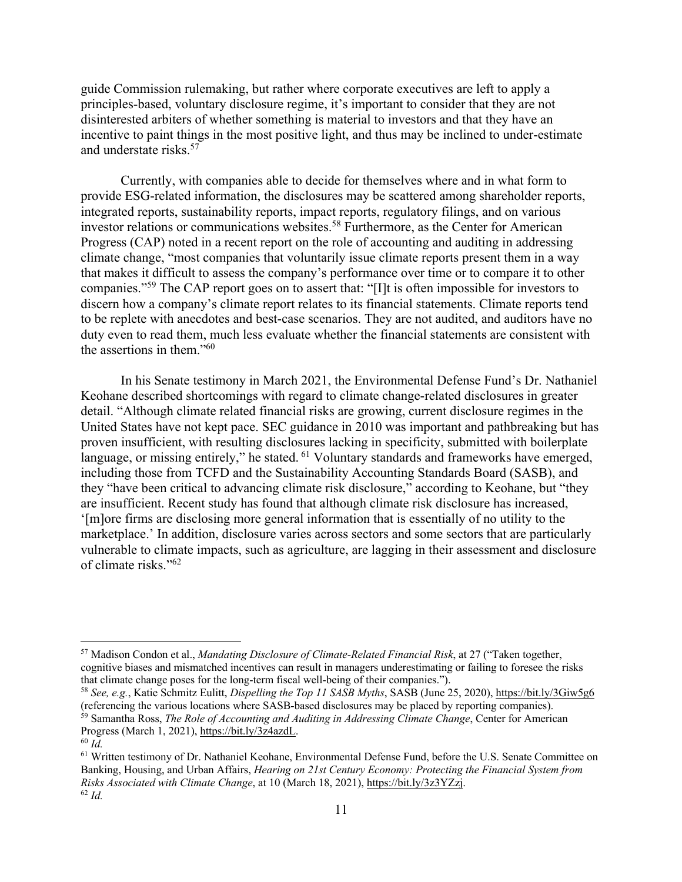guide Commission rulemaking, but rather where corporate executives are left to apply a principles-based, voluntary disclosure regime, it's important to consider that they are not disinterested arbiters of whether something is material to investors and that they have an incentive to paint things in the most positive light, and thus may be inclined to under-estimate and understate risks.[57]

Currently, with companies able to decide for themselves where and in what form to provide ESG-related information, the disclosures may be scattered among shareholder reports, integrated reports, sustainability reports, impact reports, regulatory filings, and on various investor relations or communications websites.[58] Furthermore, as the Center for American Progress (CAP) noted in a recent report on the role of accounting and auditing in addressing climate change, "most companies that voluntarily issue climate reports present them in a way that makes it difficult to assess the company's performance over time or to compare it to other companies."[59] The CAP report goes on to assert that: "[I]t is often impossible for investors to discern how a company's climate report relates to its financial statements. Climate reports tend to be replete with anecdotes and best-case scenarios. They are not audited, and auditors have no duty even to read them, much less evaluate whether the financial statements are consistent with the assertions in them."[60]

In his Senate testimony in March 2021, the Environmental Defense Fund's Dr. Nathaniel Keohane described shortcomings with regard to climate change-related disclosures in greater detail. "Although climate related financial risks are growing, current disclosure regimes in the United States have not kept pace. SEC guidance in 2010 was important and pathbreaking but has proven insufficient, with resulting disclosures lacking in specificity, submitted with boilerplate language, or missing entirely," he stated.[61] Voluntary standards and frameworks have emerged, including those from TCFD and the Sustainability Accounting Standards Board (SASB), and they "have been critical to advancing climate risk disclosure," according to Keohane, but "they are insufficient. Recent study has found that although climate risk disclosure has increased, '[m]ore firms are disclosing more general information that is essentially of no utility to the marketplace.' In addition, disclosure varies across sectors and some sectors that are particularly vulnerable to climate impacts, such as agriculture, are lagging in their assessment and disclosure of climate risks."[62]

---

[57] Madison Condon et al., *Mandating Disclosure of Climate-Related Financial Risk*, at 27 ("Taken together, cognitive biases and mismatched incentives can result in managers underestimating or failing to foresee the risks that climate change poses for the long-term fiscal well-being of their companies.").

[58] *See, e.g.*, Katie Schmitz Eulitt, *Dispelling the Top 11 SASB Myths*, SASB (June 25, 2020), https://bit.ly/3Giw5g6 (referencing the various locations where SASB-based disclosures may be placed by reporting companies).

[59] Samantha Ross, *The Role of Accounting and Auditing in Addressing Climate Change*, Center for American Progress (March 1, 2021), https://bit.ly/3z4azdL.

[60] *Id.*

[61] Written testimony of Dr. Nathaniel Keohane, Environmental Defense Fund, before the U.S. Senate Committee on Banking, Housing, and Urban Affairs, *Hearing on 21st Century Economy: Protecting the Financial System from Risks Associated with Climate Change*, at 10 (March 18, 2021), https://bit.ly/3z3YZzj.

[62] *Id.*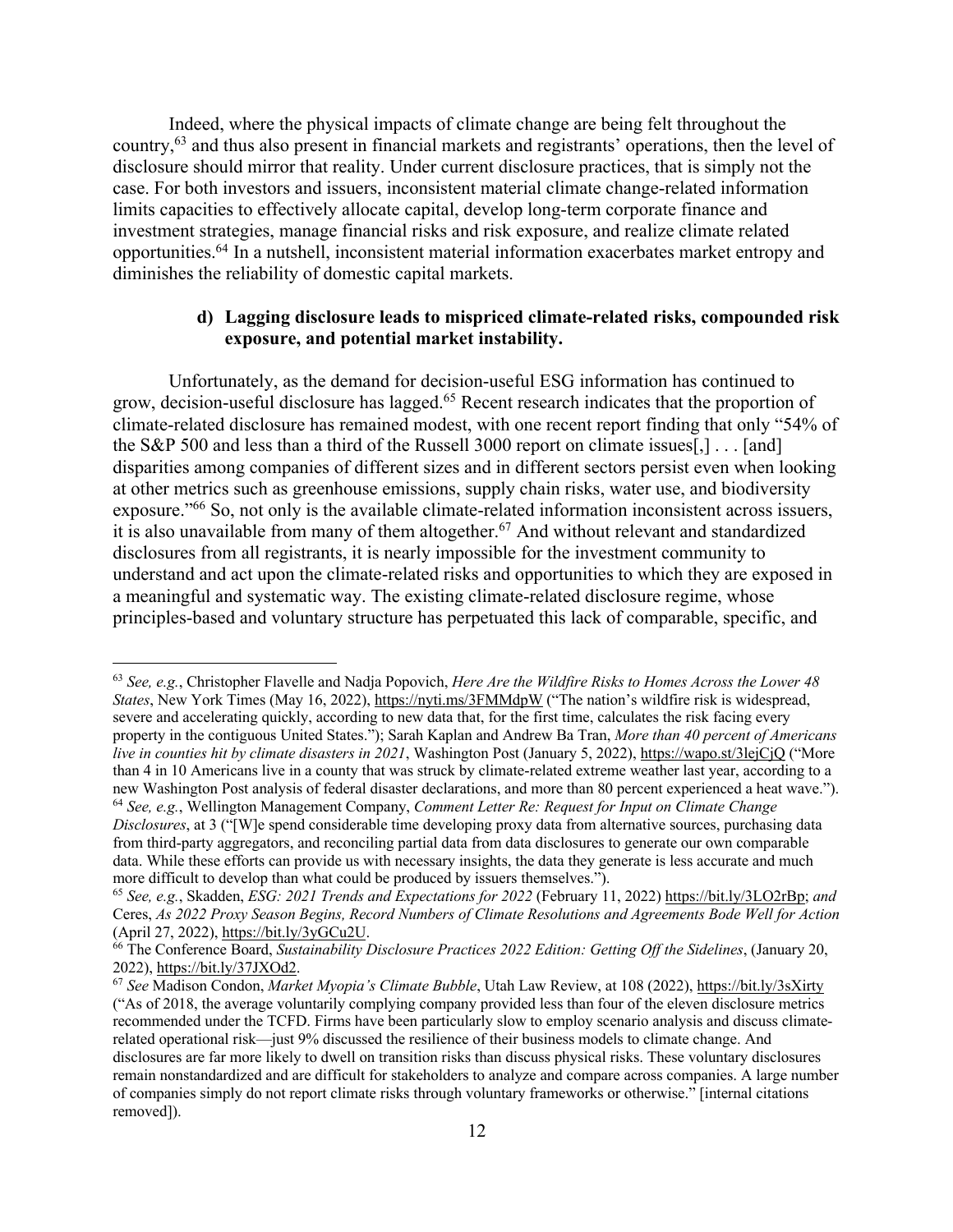Indeed, where the physical impacts of climate change are being felt throughout the country,[63] and thus also present in financial markets and registrants' operations, then the level of disclosure should mirror that reality. Under current disclosure practices, that is simply not the case. For both investors and issuers, inconsistent material climate change-related information limits capacities to effectively allocate capital, develop long-term corporate finance and investment strategies, manage financial risks and risk exposure, and realize climate related opportunities.[64] In a nutshell, inconsistent material information exacerbates market entropy and diminishes the reliability of domestic capital markets.

#### d) Lagging disclosure leads to mispriced climate-related risks, compounded risk exposure, and potential market instability.

Unfortunately, as the demand for decision-useful ESG information has continued to grow, decision-useful disclosure has lagged.[65] Recent research indicates that the proportion of climate-related disclosure has remained modest, with one recent report finding that only "54% of the S&P 500 and less than a third of the Russell 3000 report on climate issues[,] . . . [and] disparities among companies of different sizes and in different sectors persist even when looking at other metrics such as greenhouse emissions, supply chain risks, water use, and biodiversity exposure."[66] So, not only is the available climate-related information inconsistent across issuers, it is also unavailable from many of them altogether.[67] And without relevant and standardized disclosures from all registrants, it is nearly impossible for the investment community to understand and act upon the climate-related risks and opportunities to which they are exposed in a meaningful and systematic way. The existing climate-related disclosure regime, whose principles-based and voluntary structure has perpetuated this lack of comparable, specific, and

---

[63] *See, e.g.*, Christopher Flavelle and Nadja Popovich, *Here Are the Wildfire Risks to Homes Across the Lower 48 States*, New York Times (May 16, 2022), https://nyti.ms/3FMMdpW ("The nation's wildfire risk is widespread, severe and accelerating quickly, according to new data that, for the first time, calculates the risk facing every property in the contiguous United States."); Sarah Kaplan and Andrew Ba Tran, *More than 40 percent of Americans live in counties hit by climate disasters in 2021*, Washington Post (January 5, 2022), https://wapo.st/3lejCjQ ("More than 4 in 10 Americans live in a county that was struck by climate-related extreme weather last year, according to a new Washington Post analysis of federal disaster declarations, and more than 80 percent experienced a heat wave.").

[64] *See, e.g.*, Wellington Management Company, *Comment Letter Re: Request for Input on Climate Change Disclosures*, at 3 ("[W]e spend considerable time developing proxy data from alternative sources, purchasing data from third-party aggregators, and reconciling partial data from data disclosures to generate our own comparable data. While these efforts can provide us with necessary insights, the data they generate is less accurate and much more difficult to develop than what could be produced by issuers themselves.").

[65] *See, e.g.*, Skadden, *ESG: 2021 Trends and Expectations for 2022* (February 11, 2022) https://bit.ly/3LO2rBp; *and* Ceres, *As 2022 Proxy Season Begins, Record Numbers of Climate Resolutions and Agreements Bode Well for Action* (April 27, 2022), https://bit.ly/3yGCu2U.

[66] The Conference Board, *Sustainability Disclosure Practices 2022 Edition: Getting Off the Sidelines*, (January 20, 2022), https://bit.ly/37JXOd2.

[67] *See* Madison Condon, *Market Myopia's Climate Bubble*, Utah Law Review, at 108 (2022), https://bit.ly/3sXirty ("As of 2018, the average voluntarily complying company provided less than four of the eleven disclosure metrics recommended under the TCFD. Firms have been particularly slow to employ scenario analysis and discuss climate-related operational risk—just 9% discussed the resilience of their business models to climate change. And disclosures are far more likely to dwell on transition risks than discuss physical risks. These voluntary disclosures remain nonstandardized and are difficult for stakeholders to analyze and compare across companies. A large number of companies simply do not report climate risks through voluntary frameworks or otherwise." [internal citations removed]).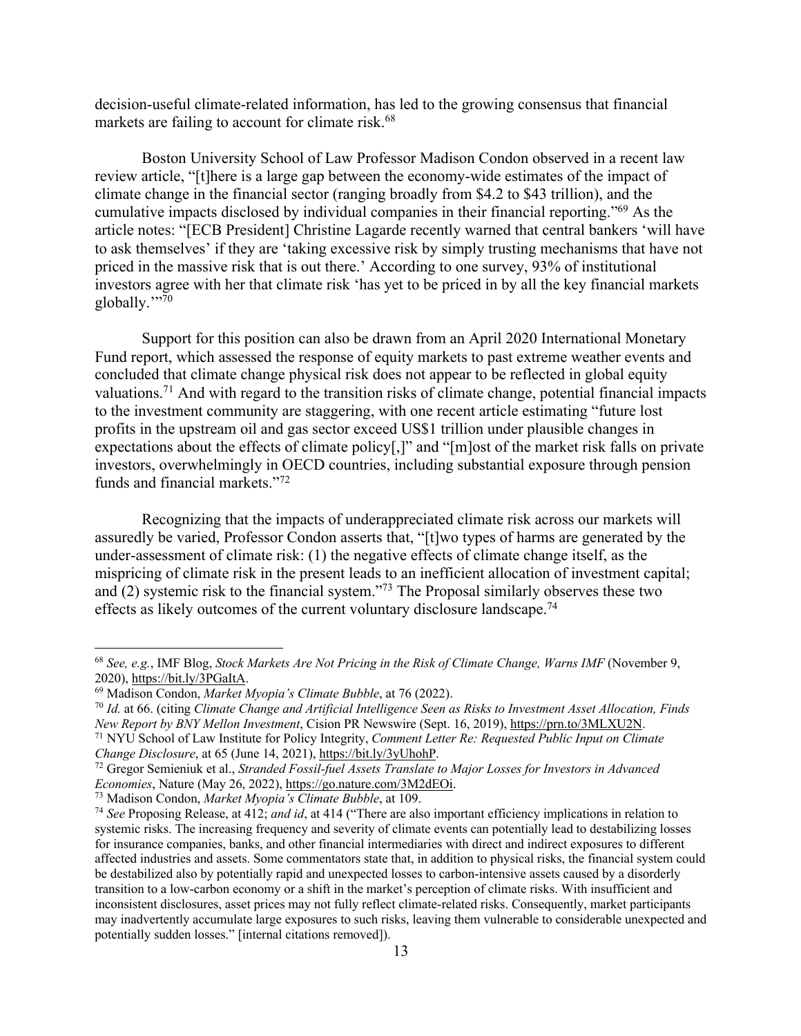decision-useful climate-related information, has led to the growing consensus that financial markets are failing to account for climate risk.[68]

Boston University School of Law Professor Madison Condon observed in a recent law review article, "[t]here is a large gap between the economy-wide estimates of the impact of climate change in the financial sector (ranging broadly from $4.2 to $43 trillion), and the cumulative impacts disclosed by individual companies in their financial reporting."[69] As the article notes: "[ECB President] Christine Lagarde recently warned that central bankers 'will have to ask themselves' if they are 'taking excessive risk by simply trusting mechanisms that have not priced in the massive risk that is out there.' According to one survey, 93% of institutional investors agree with her that climate risk 'has yet to be priced in by all the key financial markets globally.'"[70]

Support for this position can also be drawn from an April 2020 International Monetary Fund report, which assessed the response of equity markets to past extreme weather events and concluded that climate change physical risk does not appear to be reflected in global equity valuations.[71] And with regard to the transition risks of climate change, potential financial impacts to the investment community are staggering, with one recent article estimating "future lost profits in the upstream oil and gas sector exceed US$1 trillion under plausible changes in expectations about the effects of climate policy[,]" and "[m]ost of the market risk falls on private investors, overwhelmingly in OECD countries, including substantial exposure through pension funds and financial markets."[72]

Recognizing that the impacts of underappreciated climate risk across our markets will assuredly be varied, Professor Condon asserts that, "[t]wo types of harms are generated by the under-assessment of climate risk: (1) the negative effects of climate change itself, as the mispricing of climate risk in the present leads to an inefficient allocation of investment capital; and (2) systemic risk to the financial system."[73] The Proposal similarly observes these two effects as likely outcomes of the current voluntary disclosure landscape.[74]

---

[68] *See, e.g.*, IMF Blog, *Stock Markets Are Not Pricing in the Risk of Climate Change, Warns IMF* (November 9, 2020), https://bit.ly/3PGaItA.

[69] Madison Condon, *Market Myopia's Climate Bubble*, at 76 (2022).

[70] *Id.* at 66. (citing *Climate Change and Artificial Intelligence Seen as Risks to Investment Asset Allocation, Finds New Report by BNY Mellon Investment*, Cision PR Newswire (Sept. 16, 2019), https://prn.to/3MLXU2N.

[71] NYU School of Law Institute for Policy Integrity, *Comment Letter Re: Requested Public Input on Climate Change Disclosure*, at 65 (June 14, 2021), https://bit.ly/3yUhohP.

[72] Gregor Semieniuk et al., *Stranded Fossil-fuel Assets Translate to Major Losses for Investors in Advanced Economies*, Nature (May 26, 2022), https://go.nature.com/3M2dEOi.

[73] Madison Condon, *Market Myopia's Climate Bubble*, at 109.

[74] *See* Proposing Release, at 412; *and id*, at 414 ("There are also important efficiency implications in relation to systemic risks. The increasing frequency and severity of climate events can potentially lead to destabilizing losses for insurance companies, banks, and other financial intermediaries with direct and indirect exposures to different affected industries and assets. Some commentators state that, in addition to physical risks, the financial system could be destabilized also by potentially rapid and unexpected losses to carbon-intensive assets caused by a disorderly transition to a low-carbon economy or a shift in the market's perception of climate risks. With insufficient and inconsistent disclosures, asset prices may not fully reflect climate-related risks. Consequently, market participants may inadvertently accumulate large exposures to such risks, leaving them vulnerable to considerable unexpected and potentially sudden losses." [internal citations removed]).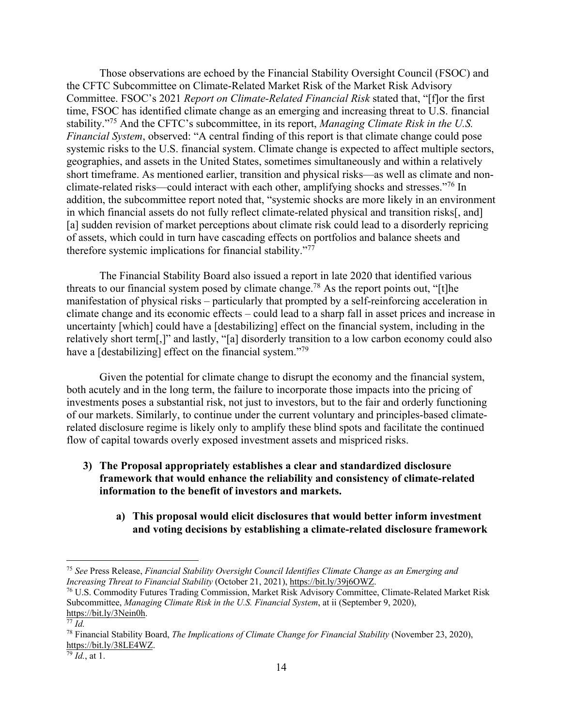Those observations are echoed by the Financial Stability Oversight Council (FSOC) and the CFTC Subcommittee on Climate-Related Market Risk of the Market Risk Advisory Committee. FSOC's 2021 *Report on Climate-Related Financial Risk* stated that, "[f]or the first time, FSOC has identified climate change as an emerging and increasing threat to U.S. financial stability."[75] And the CFTC's subcommittee, in its report, *Managing Climate Risk in the U.S. Financial System*, observed: "A central finding of this report is that climate change could pose systemic risks to the U.S. financial system. Climate change is expected to affect multiple sectors, geographies, and assets in the United States, sometimes simultaneously and within a relatively short timeframe. As mentioned earlier, transition and physical risks—as well as climate and non-climate-related risks—could interact with each other, amplifying shocks and stresses."[76] In addition, the subcommittee report noted that, "systemic shocks are more likely in an environment in which financial assets do not fully reflect climate-related physical and transition risks[, and] [a] sudden revision of market perceptions about climate risk could lead to a disorderly repricing of assets, which could in turn have cascading effects on portfolios and balance sheets and therefore systemic implications for financial stability."[77]

The Financial Stability Board also issued a report in late 2020 that identified various threats to our financial system posed by climate change.[78] As the report points out, "[t]he manifestation of physical risks – particularly that prompted by a self-reinforcing acceleration in climate change and its economic effects – could lead to a sharp fall in asset prices and increase in uncertainty [which] could have a [destabilizing] effect on the financial system, including in the relatively short term[,]" and lastly, "[a] disorderly transition to a low carbon economy could also have a [destabilizing] effect on the financial system."[79]

Given the potential for climate change to disrupt the economy and the financial system, both acutely and in the long term, the failure to incorporate those impacts into the pricing of investments poses a substantial risk, not just to investors, but to the fair and orderly functioning of our markets. Similarly, to continue under the current voluntary and principles-based climate-related disclosure regime is likely only to amplify these blind spots and facilitate the continued flow of capital towards overly exposed investment assets and mispriced risks.

**3) The Proposal appropriately establishes a clear and standardized disclosure framework that would enhance the reliability and consistency of climate-related information to the benefit of investors and markets.**

**a) This proposal would elicit disclosures that would better inform investment and voting decisions by establishing a climate-related disclosure framework**

---

[75] *See* Press Release, *Financial Stability Oversight Council Identifies Climate Change as an Emerging and Increasing Threat to Financial Stability* (October 21, 2021), https://bit.ly/39j6OWZ.

[76] U.S. Commodity Futures Trading Commission, Market Risk Advisory Committee, Climate-Related Market Risk Subcommittee, *Managing Climate Risk in the U.S. Financial System*, at ii (September 9, 2020), https://bit.ly/3Nein0h.

[77] *Id.*

[78] Financial Stability Board, *The Implications of Climate Change for Financial Stability* (November 23, 2020), https://bit.ly/38LE4WZ.

[79] *Id.*, at 1.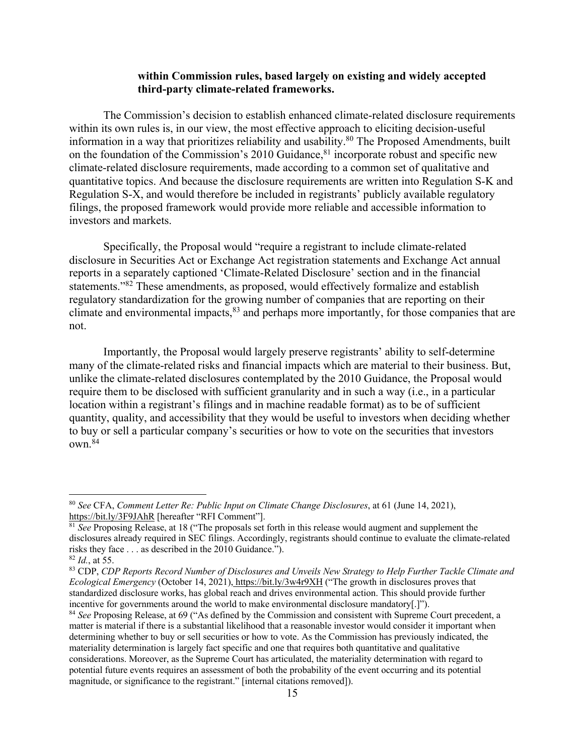**within Commission rules, based largely on existing and widely accepted third-party climate-related frameworks.**

The Commission's decision to establish enhanced climate-related disclosure requirements within its own rules is, in our view, the most effective approach to eliciting decision-useful information in a way that prioritizes reliability and usability.[80] The Proposed Amendments, built on the foundation of the Commission's 2010 Guidance,[81] incorporate robust and specific new climate-related disclosure requirements, made according to a common set of qualitative and quantitative topics. And because the disclosure requirements are written into Regulation S-K and Regulation S-X, and would therefore be included in registrants' publicly available regulatory filings, the proposed framework would provide more reliable and accessible information to investors and markets.

Specifically, the Proposal would "require a registrant to include climate-related disclosure in Securities Act or Exchange Act registration statements and Exchange Act annual reports in a separately captioned 'Climate-Related Disclosure' section and in the financial statements."[82] These amendments, as proposed, would effectively formalize and establish regulatory standardization for the growing number of companies that are reporting on their climate and environmental impacts,[83] and perhaps more importantly, for those companies that are not.

Importantly, the Proposal would largely preserve registrants' ability to self-determine many of the climate-related risks and financial impacts which are material to their business. But, unlike the climate-related disclosures contemplated by the 2010 Guidance, the Proposal would require them to be disclosed with sufficient granularity and in such a way (i.e., in a particular location within a registrant's filings and in machine readable format) as to be of sufficient quantity, quality, and accessibility that they would be useful to investors when deciding whether to buy or sell a particular company's securities or how to vote on the securities that investors own.[84]

---

[80] *See* CFA, *Comment Letter Re: Public Input on Climate Change Disclosures*, at 61 (June 14, 2021), https://bit.ly/3F9JAhR [hereafter "RFI Comment"].

[81] *See* Proposing Release, at 18 ("The proposals set forth in this release would augment and supplement the disclosures already required in SEC filings. Accordingly, registrants should continue to evaluate the climate-related risks they face . . . as described in the 2010 Guidance.").

[82] *Id.*, at 55.

[83] CDP, *CDP Reports Record Number of Disclosures and Unveils New Strategy to Help Further Tackle Climate and Ecological Emergency* (October 14, 2021), https://bit.ly/3w4r9XH ("The growth in disclosures proves that standardized disclosure works, has global reach and drives environmental action. This should provide further incentive for governments around the world to make environmental disclosure mandatory[.]").

[84] *See* Proposing Release, at 69 ("As defined by the Commission and consistent with Supreme Court precedent, a matter is material if there is a substantial likelihood that a reasonable investor would consider it important when determining whether to buy or sell securities or how to vote. As the Commission has previously indicated, the materiality determination is largely fact specific and one that requires both quantitative and qualitative considerations. Moreover, as the Supreme Court has articulated, the materiality determination with regard to potential future events requires an assessment of both the probability of the event occurring and its potential magnitude, or significance to the registrant." [internal citations removed]).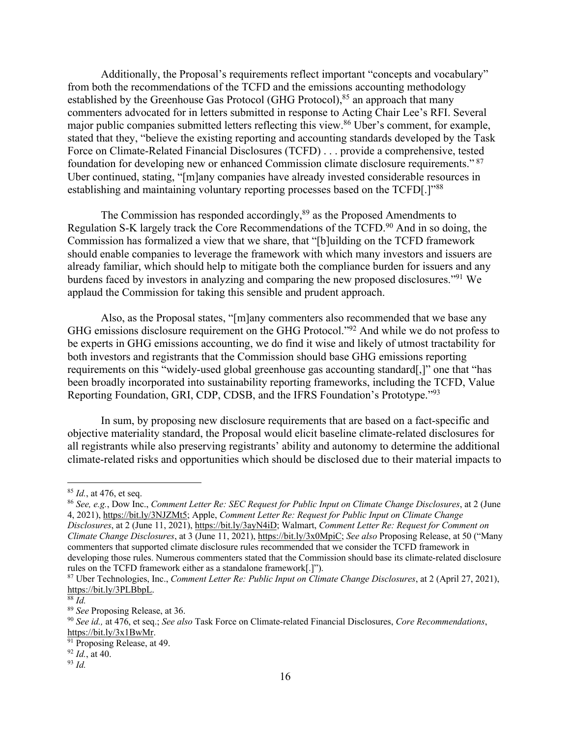Additionally, the Proposal's requirements reflect important "concepts and vocabulary" from both the recommendations of the TCFD and the emissions accounting methodology established by the Greenhouse Gas Protocol (GHG Protocol),[85] an approach that many commenters advocated for in letters submitted in response to Acting Chair Lee's RFI. Several major public companies submitted letters reflecting this view.[86] Uber's comment, for example, stated that they, "believe the existing reporting and accounting standards developed by the Task Force on Climate-Related Financial Disclosures (TCFD) . . . provide a comprehensive, tested foundation for developing new or enhanced Commission climate disclosure requirements."[87] Uber continued, stating, "[m]any companies have already invested considerable resources in establishing and maintaining voluntary reporting processes based on the TCFD[.]"[88]

The Commission has responded accordingly,[89] as the Proposed Amendments to Regulation S-K largely track the Core Recommendations of the TCFD.[90] And in so doing, the Commission has formalized a view that we share, that "[b]uilding on the TCFD framework should enable companies to leverage the framework with which many investors and issuers are already familiar, which should help to mitigate both the compliance burden for issuers and any burdens faced by investors in analyzing and comparing the new proposed disclosures."[91] We applaud the Commission for taking this sensible and prudent approach.

Also, as the Proposal states, "[m]any commenters also recommended that we base any GHG emissions disclosure requirement on the GHG Protocol."[92] And while we do not profess to be experts in GHG emissions accounting, we do find it wise and likely of utmost tractability for both investors and registrants that the Commission should base GHG emissions reporting requirements on this "widely-used global greenhouse gas accounting standard[,]" one that "has been broadly incorporated into sustainability reporting frameworks, including the TCFD, Value Reporting Foundation, GRI, CDP, CDSB, and the IFRS Foundation's Prototype."[93]

In sum, by proposing new disclosure requirements that are based on a fact-specific and objective materiality standard, the Proposal would elicit baseline climate-related disclosures for all registrants while also preserving registrants' ability and autonomy to determine the additional climate-related risks and opportunities which should be disclosed due to their material impacts to

---

[85] *Id.*, at 476, et seq.

[86] *See, e.g.*, Dow Inc., *Comment Letter Re: SEC Request for Public Input on Climate Change Disclosures*, at 2 (June 4, 2021), https://bit.ly/3NJZMt5; Apple, *Comment Letter Re: Request for Public Input on Climate Change Disclosures*, at 2 (June 11, 2021), https://bit.ly/3ayN4iD; Walmart, *Comment Letter Re: Request for Comment on Climate Change Disclosures*, at 3 (June 11, 2021), https://bit.ly/3x0MpiC; *See also* Proposing Release, at 50 ("Many commenters that supported climate disclosure rules recommended that we consider the TCFD framework in developing those rules. Numerous commenters stated that the Commission should base its climate-related disclosure rules on the TCFD framework either as a standalone framework[.]").

[87] Uber Technologies, Inc., *Comment Letter Re: Public Input on Climate Change Disclosures*, at 2 (April 27, 2021), https://bit.ly/3PLBbpL.

[88] *Id.*

[89] *See* Proposing Release, at 36.

[90] *See id.,* at 476, et seq.; *See also* Task Force on Climate-related Financial Disclosures, *Core Recommendations*, https://bit.ly/3x1BwMr.

[91] Proposing Release, at 49.

[92] *Id.*, at 40.

[93] *Id.*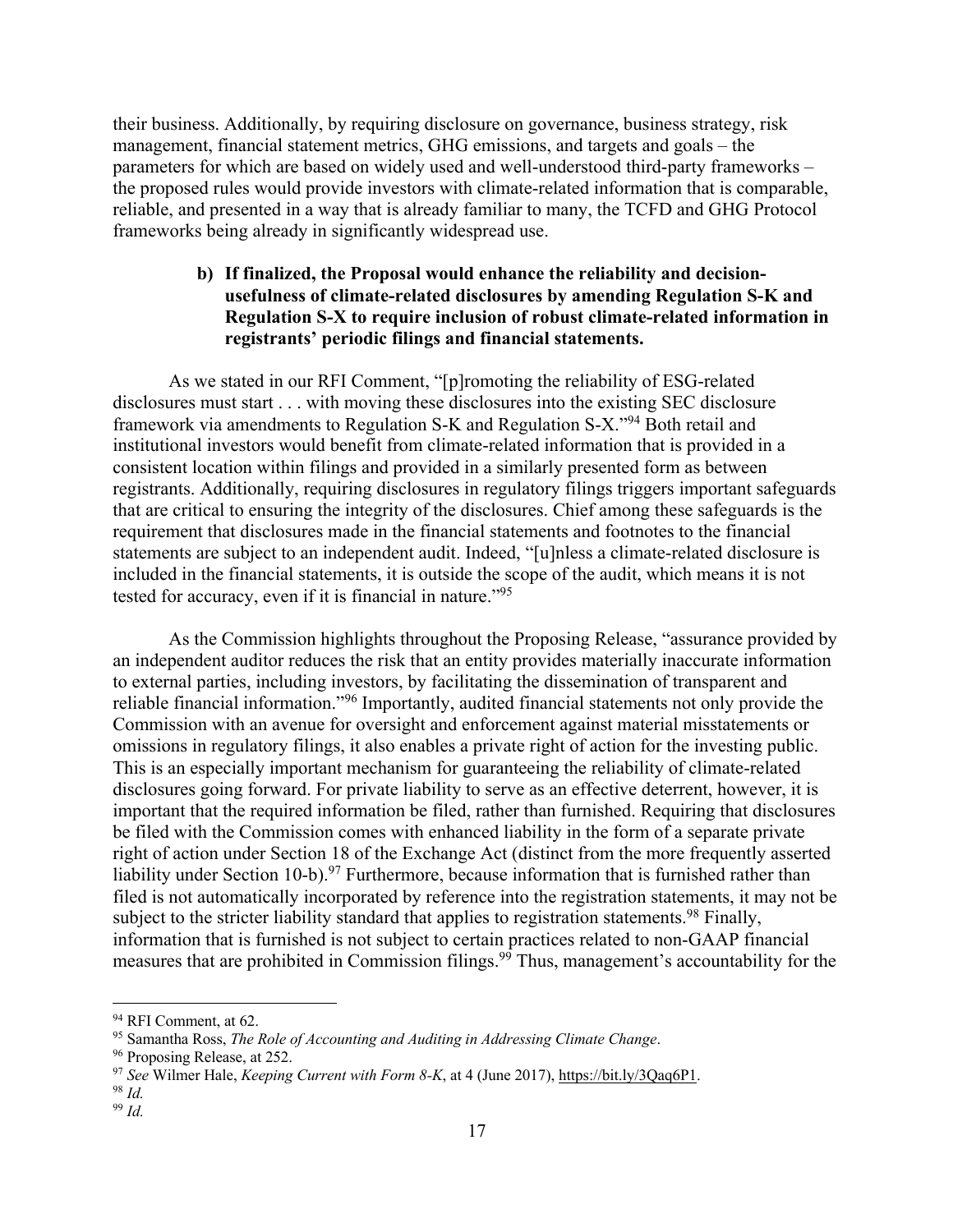their business. Additionally, by requiring disclosure on governance, business strategy, risk management, financial statement metrics, GHG emissions, and targets and goals – the parameters for which are based on widely used and well-understood third-party frameworks – the proposed rules would provide investors with climate-related information that is comparable, reliable, and presented in a way that is already familiar to many, the TCFD and GHG Protocol frameworks being already in significantly widespread use.

**b) If finalized, the Proposal would enhance the reliability and decision-usefulness of climate-related disclosures by amending Regulation S-K and Regulation S-X to require inclusion of robust climate-related information in registrants' periodic filings and financial statements.**

As we stated in our RFI Comment, "[p]romoting the reliability of ESG-related disclosures must start . . . with moving these disclosures into the existing SEC disclosure framework via amendments to Regulation S-K and Regulation S-X."[94] Both retail and institutional investors would benefit from climate-related information that is provided in a consistent location within filings and provided in a similarly presented form as between registrants. Additionally, requiring disclosures in regulatory filings triggers important safeguards that are critical to ensuring the integrity of the disclosures. Chief among these safeguards is the requirement that disclosures made in the financial statements and footnotes to the financial statements are subject to an independent audit. Indeed, "[u]nless a climate-related disclosure is included in the financial statements, it is outside the scope of the audit, which means it is not tested for accuracy, even if it is financial in nature."[95]

As the Commission highlights throughout the Proposing Release, "assurance provided by an independent auditor reduces the risk that an entity provides materially inaccurate information to external parties, including investors, by facilitating the dissemination of transparent and reliable financial information."[96] Importantly, audited financial statements not only provide the Commission with an avenue for oversight and enforcement against material misstatements or omissions in regulatory filings, it also enables a private right of action for the investing public. This is an especially important mechanism for guaranteeing the reliability of climate-related disclosures going forward. For private liability to serve as an effective deterrent, however, it is important that the required information be filed, rather than furnished. Requiring that disclosures be filed with the Commission comes with enhanced liability in the form of a separate private right of action under Section 18 of the Exchange Act (distinct from the more frequently asserted liability under Section 10-b).[97] Furthermore, because information that is furnished rather than filed is not automatically incorporated by reference into the registration statements, it may not be subject to the stricter liability standard that applies to registration statements.[98] Finally, information that is furnished is not subject to certain practices related to non-GAAP financial measures that are prohibited in Commission filings.[99] Thus, management's accountability for the

---

[94] RFI Comment, at 62.

[95] Samantha Ross, *The Role of Accounting and Auditing in Addressing Climate Change*.

[96] Proposing Release, at 252.

[97] *See* Wilmer Hale, *Keeping Current with Form 8-K*, at 4 (June 2017), https://bit.ly/3Qaq6P1.

[98] *Id.*

[99] *Id.*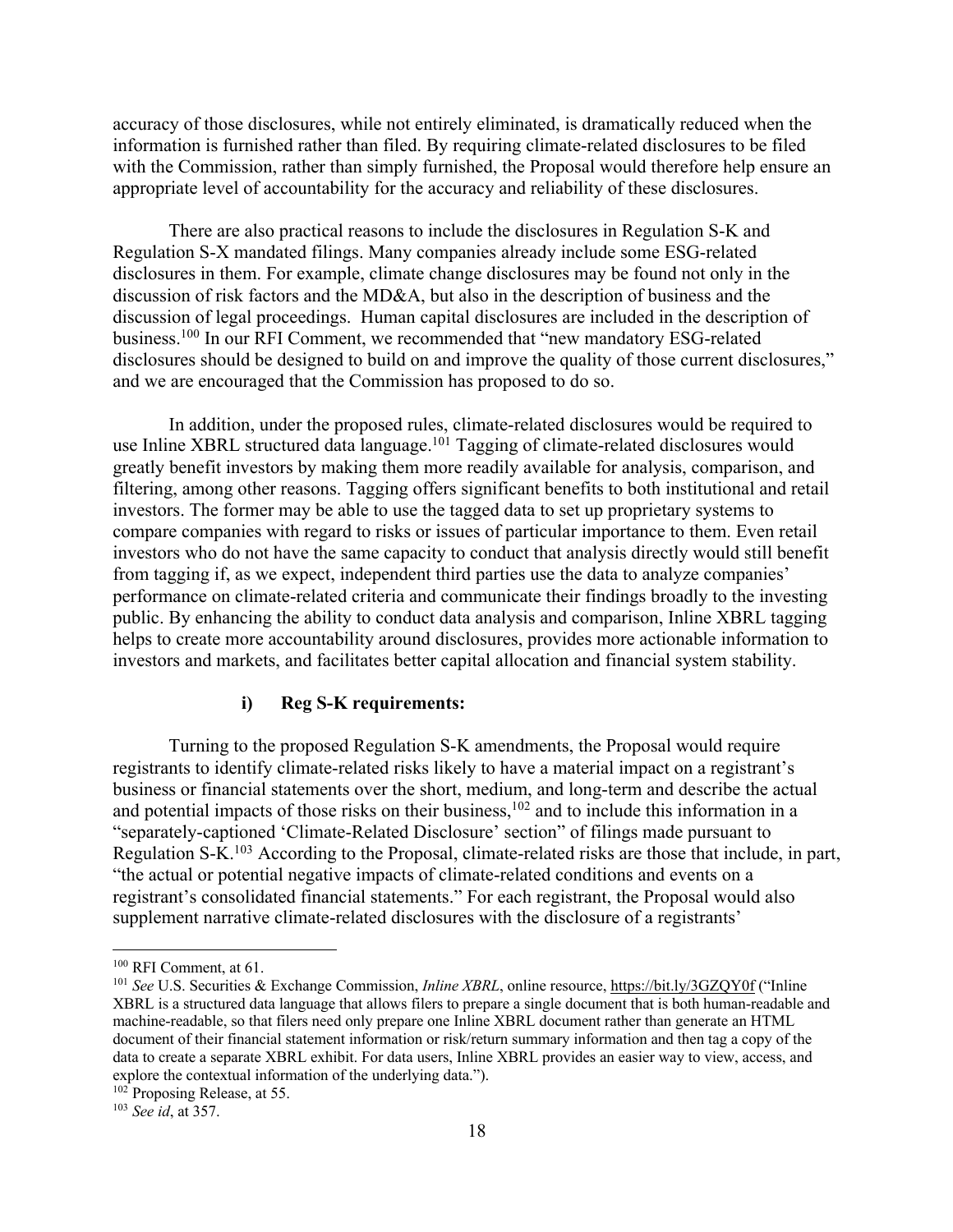accuracy of those disclosures, while not entirely eliminated, is dramatically reduced when the information is furnished rather than filed. By requiring climate-related disclosures to be filed with the Commission, rather than simply furnished, the Proposal would therefore help ensure an appropriate level of accountability for the accuracy and reliability of these disclosures.

There are also practical reasons to include the disclosures in Regulation S-K and Regulation S-X mandated filings. Many companies already include some ESG-related disclosures in them. For example, climate change disclosures may be found not only in the discussion of risk factors and the MD&A, but also in the description of business and the discussion of legal proceedings. Human capital disclosures are included in the description of business.[100] In our RFI Comment, we recommended that "new mandatory ESG-related disclosures should be designed to build on and improve the quality of those current disclosures," and we are encouraged that the Commission has proposed to do so.

In addition, under the proposed rules, climate-related disclosures would be required to use Inline XBRL structured data language.[101] Tagging of climate-related disclosures would greatly benefit investors by making them more readily available for analysis, comparison, and filtering, among other reasons. Tagging offers significant benefits to both institutional and retail investors. The former may be able to use the tagged data to set up proprietary systems to compare companies with regard to risks or issues of particular importance to them. Even retail investors who do not have the same capacity to conduct that analysis directly would still benefit from tagging if, as we expect, independent third parties use the data to analyze companies' performance on climate-related criteria and communicate their findings broadly to the investing public. By enhancing the ability to conduct data analysis and comparison, Inline XBRL tagging helps to create more accountability around disclosures, provides more actionable information to investors and markets, and facilitates better capital allocation and financial system stability.

#### i) Reg S-K requirements:

Turning to the proposed Regulation S-K amendments, the Proposal would require registrants to identify climate-related risks likely to have a material impact on a registrant's business or financial statements over the short, medium, and long-term and describe the actual and potential impacts of those risks on their business,[102] and to include this information in a "separately-captioned 'Climate-Related Disclosure' section" of filings made pursuant to Regulation S-K.[103] According to the Proposal, climate-related risks are those that include, in part, "the actual or potential negative impacts of climate-related conditions and events on a registrant's consolidated financial statements." For each registrant, the Proposal would also supplement narrative climate-related disclosures with the disclosure of a registrants'

---

[100] RFI Comment, at 61.

[101] *See* U.S. Securities & Exchange Commission, *Inline XBRL*, online resource, https://bit.ly/3GZQY0f ("Inline XBRL is a structured data language that allows filers to prepare a single document that is both human-readable and machine-readable, so that filers need only prepare one Inline XBRL document rather than generate an HTML document of their financial statement information or risk/return summary information and then tag a copy of the data to create a separate XBRL exhibit. For data users, Inline XBRL provides an easier way to view, access, and explore the contextual information of the underlying data.").

[102] Proposing Release, at 55.

[103] *See id*, at 357.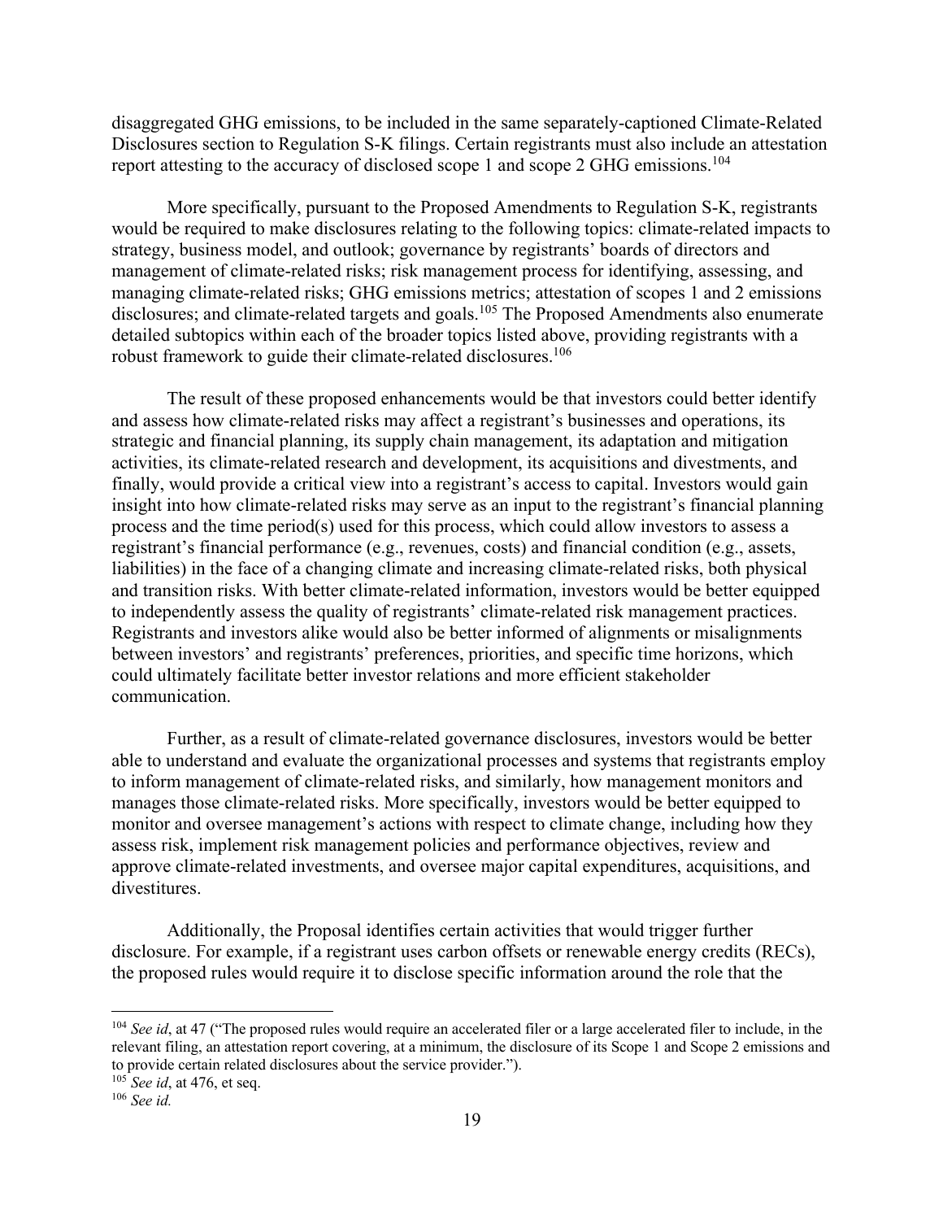disaggregated GHG emissions, to be included in the same separately-captioned Climate-Related Disclosures section to Regulation S-K filings. Certain registrants must also include an attestation report attesting to the accuracy of disclosed scope 1 and scope 2 GHG emissions.[104]

More specifically, pursuant to the Proposed Amendments to Regulation S-K, registrants would be required to make disclosures relating to the following topics: climate-related impacts to strategy, business model, and outlook; governance by registrants' boards of directors and management of climate-related risks; risk management process for identifying, assessing, and managing climate-related risks; GHG emissions metrics; attestation of scopes 1 and 2 emissions disclosures; and climate-related targets and goals.[105] The Proposed Amendments also enumerate detailed subtopics within each of the broader topics listed above, providing registrants with a robust framework to guide their climate-related disclosures.[106]

The result of these proposed enhancements would be that investors could better identify and assess how climate-related risks may affect a registrant's businesses and operations, its strategic and financial planning, its supply chain management, its adaptation and mitigation activities, its climate-related research and development, its acquisitions and divestments, and finally, would provide a critical view into a registrant's access to capital. Investors would gain insight into how climate-related risks may serve as an input to the registrant's financial planning process and the time period(s) used for this process, which could allow investors to assess a registrant's financial performance (e.g., revenues, costs) and financial condition (e.g., assets, liabilities) in the face of a changing climate and increasing climate-related risks, both physical and transition risks. With better climate-related information, investors would be better equipped to independently assess the quality of registrants' climate-related risk management practices. Registrants and investors alike would also be better informed of alignments or misalignments between investors' and registrants' preferences, priorities, and specific time horizons, which could ultimately facilitate better investor relations and more efficient stakeholder communication.

Further, as a result of climate-related governance disclosures, investors would be better able to understand and evaluate the organizational processes and systems that registrants employ to inform management of climate-related risks, and similarly, how management monitors and manages those climate-related risks. More specifically, investors would be better equipped to monitor and oversee management's actions with respect to climate change, including how they assess risk, implement risk management policies and performance objectives, review and approve climate-related investments, and oversee major capital expenditures, acquisitions, and divestitures.

Additionally, the Proposal identifies certain activities that would trigger further disclosure. For example, if a registrant uses carbon offsets or renewable energy credits (RECs), the proposed rules would require it to disclose specific information around the role that the

---

[104] *See id*, at 47 ("The proposed rules would require an accelerated filer or a large accelerated filer to include, in the relevant filing, an attestation report covering, at a minimum, the disclosure of its Scope 1 and Scope 2 emissions and to provide certain related disclosures about the service provider.").

[105] *See id*, at 476, et seq.

[106] *See id.*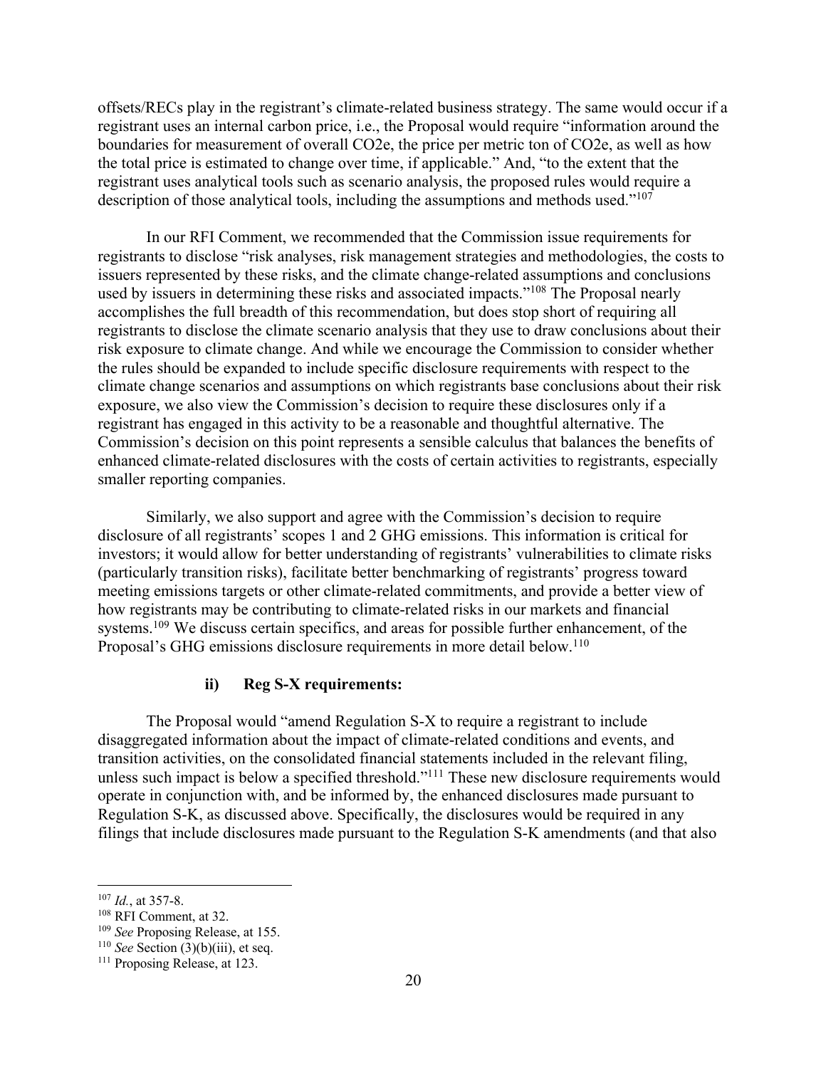offsets/RECs play in the registrant's climate-related business strategy. The same would occur if a registrant uses an internal carbon price, i.e., the Proposal would require "information around the boundaries for measurement of overall $CO_2e$, the price per metric ton of $CO_2e$, as well as how the total price is estimated to change over time, if applicable." And, "to the extent that the registrant uses analytical tools such as scenario analysis, the proposed rules would require a description of those analytical tools, including the assumptions and methods used."[107]

In our RFI Comment, we recommended that the Commission issue requirements for registrants to disclose "risk analyses, risk management strategies and methodologies, the costs to issuers represented by these risks, and the climate change-related assumptions and conclusions used by issuers in determining these risks and associated impacts."[108] The Proposal nearly accomplishes the full breadth of this recommendation, but does stop short of requiring all registrants to disclose the climate scenario analysis that they use to draw conclusions about their risk exposure to climate change. And while we encourage the Commission to consider whether the rules should be expanded to include specific disclosure requirements with respect to the climate change scenarios and assumptions on which registrants base conclusions about their risk exposure, we also view the Commission's decision to require these disclosures only if a registrant has engaged in this activity to be a reasonable and thoughtful alternative. The Commission's decision on this point represents a sensible calculus that balances the benefits of enhanced climate-related disclosures with the costs of certain activities to registrants, especially smaller reporting companies.

Similarly, we also support and agree with the Commission's decision to require disclosure of all registrants' scopes 1 and 2 GHG emissions. This information is critical for investors; it would allow for better understanding of registrants' vulnerabilities to climate risks (particularly transition risks), facilitate better benchmarking of registrants' progress toward meeting emissions targets or other climate-related commitments, and provide a better view of how registrants may be contributing to climate-related risks in our markets and financial systems.[109] We discuss certain specifics, and areas for possible further enhancement, of the Proposal's GHG emissions disclosure requirements in more detail below.[110]

**ii) Reg S-X requirements:**

The Proposal would "amend Regulation S-X to require a registrant to include disaggregated information about the impact of climate-related conditions and events, and transition activities, on the consolidated financial statements included in the relevant filing, unless such impact is below a specified threshold."[111] These new disclosure requirements would operate in conjunction with, and be informed by, the enhanced disclosures made pursuant to Regulation S-K, as discussed above. Specifically, the disclosures would be required in any filings that include disclosures made pursuant to the Regulation S-K amendments (and that also

---

[107] *Id.*, at 357-8.

[108] RFI Comment, at 32.

[109] *See* Proposing Release, at 155.

[110] *See* Section (3)(b)(iii), et seq.

[111] Proposing Release, at 123.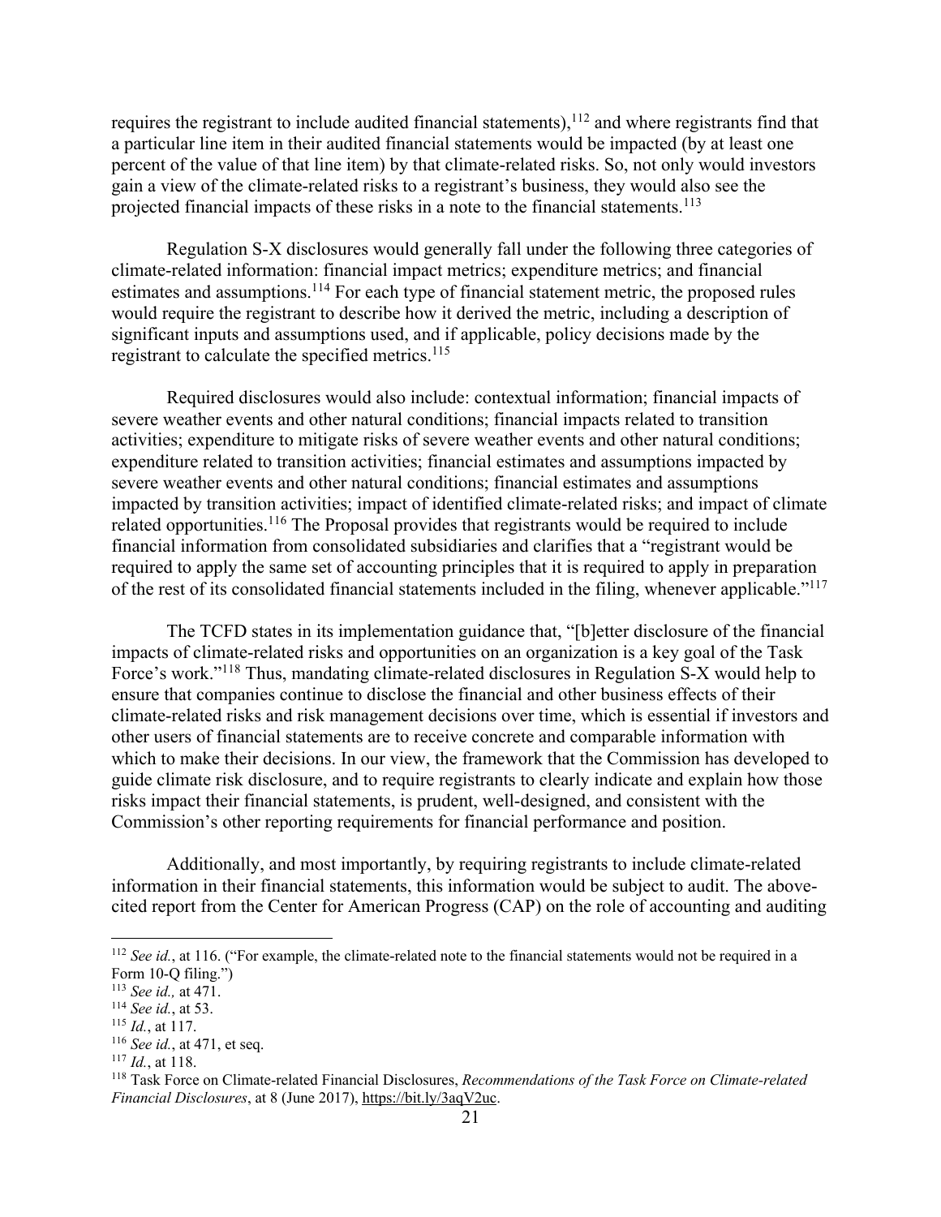requires the registrant to include audited financial statements),[112] and where registrants find that a particular line item in their audited financial statements would be impacted (by at least one percent of the value of that line item) by that climate-related risks. So, not only would investors gain a view of the climate-related risks to a registrant's business, they would also see the projected financial impacts of these risks in a note to the financial statements.[113]

Regulation S-X disclosures would generally fall under the following three categories of climate-related information: financial impact metrics; expenditure metrics; and financial estimates and assumptions.[114] For each type of financial statement metric, the proposed rules would require the registrant to describe how it derived the metric, including a description of significant inputs and assumptions used, and if applicable, policy decisions made by the registrant to calculate the specified metrics.[115]

Required disclosures would also include: contextual information; financial impacts of severe weather events and other natural conditions; financial impacts related to transition activities; expenditure to mitigate risks of severe weather events and other natural conditions; expenditure related to transition activities; financial estimates and assumptions impacted by severe weather events and other natural conditions; financial estimates and assumptions impacted by transition activities; impact of identified climate-related risks; and impact of climate related opportunities.[116] The Proposal provides that registrants would be required to include financial information from consolidated subsidiaries and clarifies that a "registrant would be required to apply the same set of accounting principles that it is required to apply in preparation of the rest of its consolidated financial statements included in the filing, whenever applicable."[117]

The TCFD states in its implementation guidance that, "[b]etter disclosure of the financial impacts of climate-related risks and opportunities on an organization is a key goal of the Task Force's work."[118] Thus, mandating climate-related disclosures in Regulation S-X would help to ensure that companies continue to disclose the financial and other business effects of their climate-related risks and risk management decisions over time, which is essential if investors and other users of financial statements are to receive concrete and comparable information with which to make their decisions. In our view, the framework that the Commission has developed to guide climate risk disclosure, and to require registrants to clearly indicate and explain how those risks impact their financial statements, is prudent, well-designed, and consistent with the Commission's other reporting requirements for financial performance and position.

Additionally, and most importantly, by requiring registrants to include climate-related information in their financial statements, this information would be subject to audit. The above-cited report from the Center for American Progress (CAP) on the role of accounting and auditing

---

[112] *See id.*, at 116. ("For example, the climate-related note to the financial statements would not be required in a Form 10-Q filing.")

[113] *See id.,* at 471.

[114] *See id.*, at 53.

[115] *Id.*, at 117.

[116] *See id.*, at 471, et seq.

[117] *Id.*, at 118.

[118] Task Force on Climate-related Financial Disclosures, *Recommendations of the Task Force on Climate-related Financial Disclosures*, at 8 (June 2017), https://bit.ly/3aqV2uc.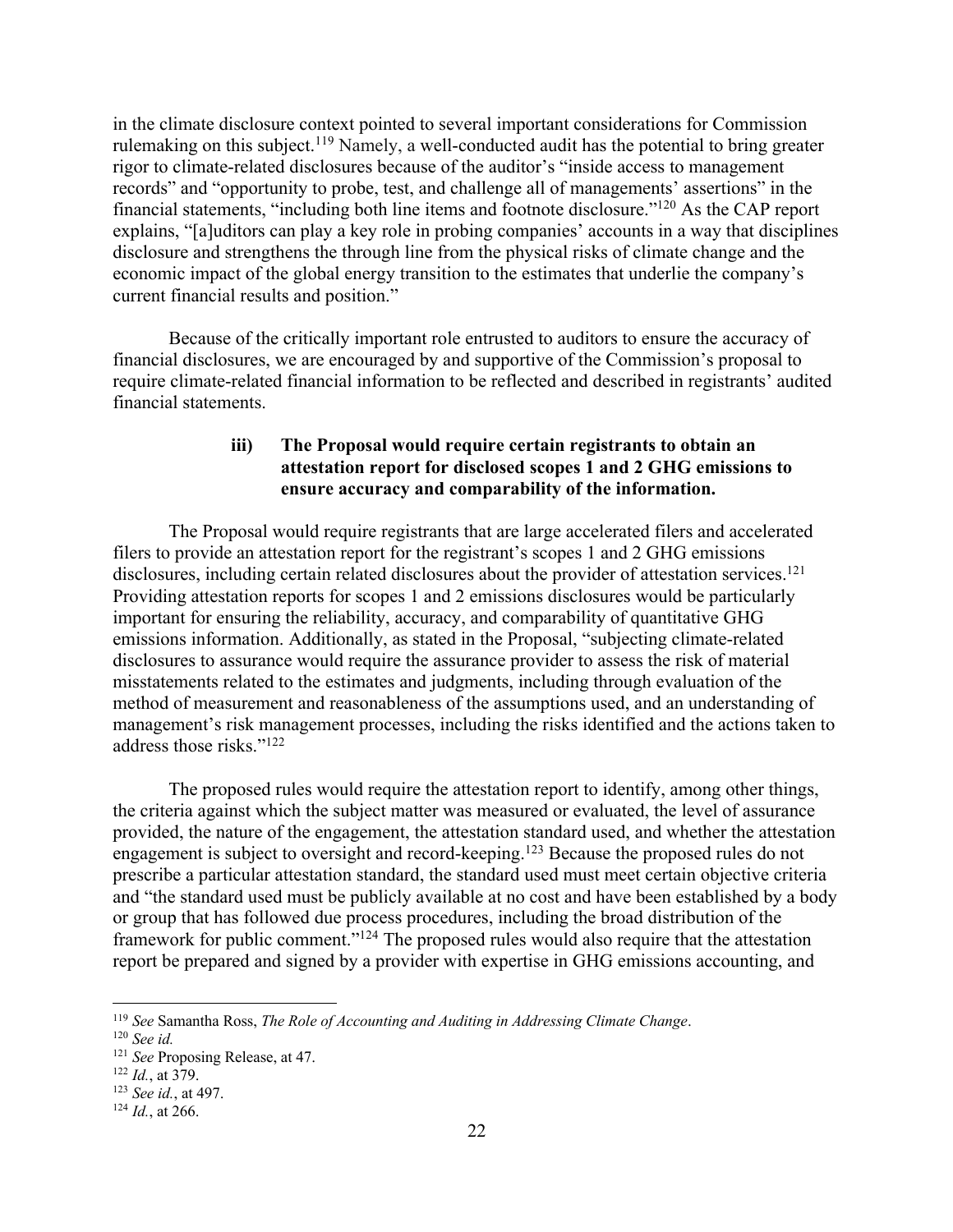in the climate disclosure context pointed to several important considerations for Commission rulemaking on this subject.[119] Namely, a well-conducted audit has the potential to bring greater rigor to climate-related disclosures because of the auditor's "inside access to management records" and "opportunity to probe, test, and challenge all of managements' assertions" in the financial statements, "including both line items and footnote disclosure."[120] As the CAP report explains, "[a]uditors can play a key role in probing companies' accounts in a way that disciplines disclosure and strengthens the through line from the physical risks of climate change and the economic impact of the global energy transition to the estimates that underlie the company's current financial results and position."

Because of the critically important role entrusted to auditors to ensure the accuracy of financial disclosures, we are encouraged by and supportive of the Commission's proposal to require climate-related financial information to be reflected and described in registrants' audited financial statements.

#### iii) The Proposal would require certain registrants to obtain an attestation report for disclosed scopes 1 and 2 GHG emissions to ensure accuracy and comparability of the information.

The Proposal would require registrants that are large accelerated filers and accelerated filers to provide an attestation report for the registrant's scopes 1 and 2 GHG emissions disclosures, including certain related disclosures about the provider of attestation services.[121] Providing attestation reports for scopes 1 and 2 emissions disclosures would be particularly important for ensuring the reliability, accuracy, and comparability of quantitative GHG emissions information. Additionally, as stated in the Proposal, "subjecting climate-related disclosures to assurance would require the assurance provider to assess the risk of material misstatements related to the estimates and judgments, including through evaluation of the method of measurement and reasonableness of the assumptions used, and an understanding of management's risk management processes, including the risks identified and the actions taken to address those risks."[122]

The proposed rules would require the attestation report to identify, among other things, the criteria against which the subject matter was measured or evaluated, the level of assurance provided, the nature of the engagement, the attestation standard used, and whether the attestation engagement is subject to oversight and record-keeping.[123] Because the proposed rules do not prescribe a particular attestation standard, the standard used must meet certain objective criteria and "the standard used must be publicly available at no cost and have been established by a body or group that has followed due process procedures, including the broad distribution of the framework for public comment."[124] The proposed rules would also require that the attestation report be prepared and signed by a provider with expertise in GHG emissions accounting, and

---

[119] *See* Samantha Ross, *The Role of Accounting and Auditing in Addressing Climate Change*.

[120] *See id.*

[121] *See* Proposing Release, at 47.

[122] *Id.*, at 379.

[123] *See id.*, at 497.

[124] *Id.*, at 266.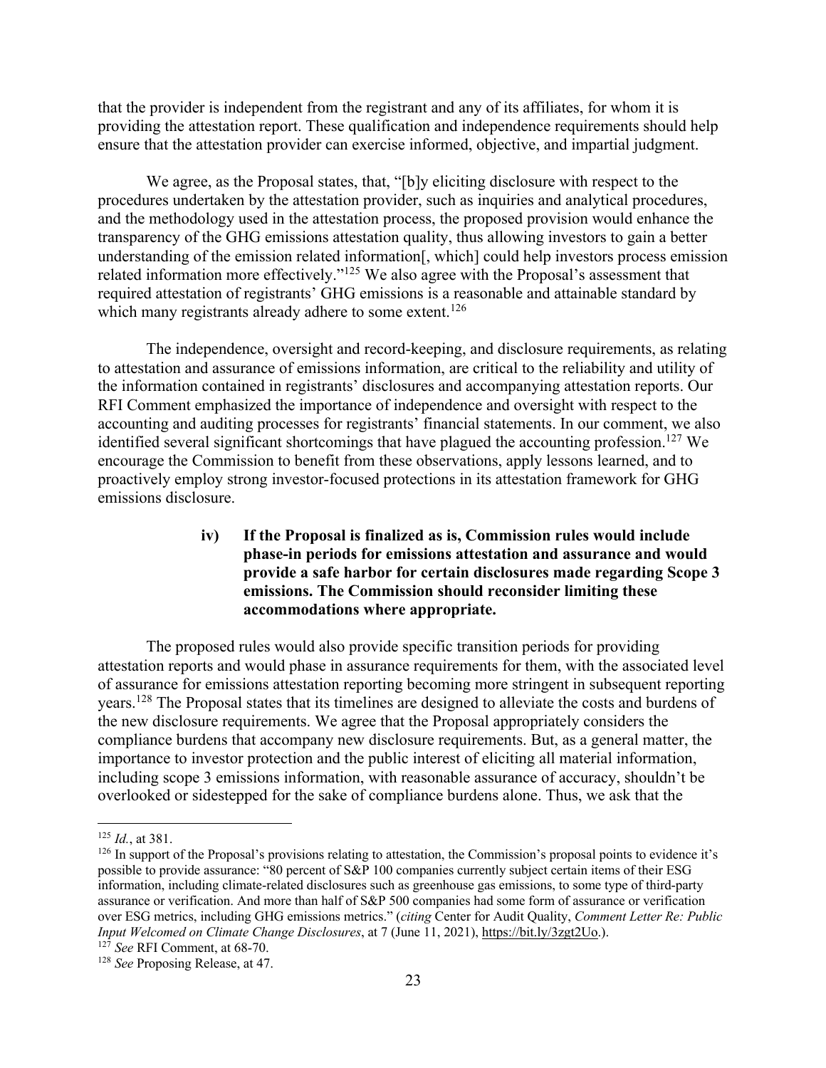that the provider is independent from the registrant and any of its affiliates, for whom it is providing the attestation report. These qualification and independence requirements should help ensure that the attestation provider can exercise informed, objective, and impartial judgment.

We agree, as the Proposal states, that, "[b]y eliciting disclosure with respect to the procedures undertaken by the attestation provider, such as inquiries and analytical procedures, and the methodology used in the attestation process, the proposed provision would enhance the transparency of the GHG emissions attestation quality, thus allowing investors to gain a better understanding of the emission related information[, which] could help investors process emission related information more effectively."[125] We also agree with the Proposal's assessment that required attestation of registrants' GHG emissions is a reasonable and attainable standard by which many registrants already adhere to some extent.[126]

The independence, oversight and record-keeping, and disclosure requirements, as relating to attestation and assurance of emissions information, are critical to the reliability and utility of the information contained in registrants' disclosures and accompanying attestation reports. Our RFI Comment emphasized the importance of independence and oversight with respect to the accounting and auditing processes for registrants' financial statements. In our comment, we also identified several significant shortcomings that have plagued the accounting profession.[127] We encourage the Commission to benefit from these observations, apply lessons learned, and to proactively employ strong investor-focused protections in its attestation framework for GHG emissions disclosure.

#### iv) If the Proposal is finalized as is, Commission rules would include phase-in periods for emissions attestation and assurance and would provide a safe harbor for certain disclosures made regarding Scope 3 emissions. The Commission should reconsider limiting these accommodations where appropriate.

The proposed rules would also provide specific transition periods for providing attestation reports and would phase in assurance requirements for them, with the associated level of assurance for emissions attestation reporting becoming more stringent in subsequent reporting years.[128] The Proposal states that its timelines are designed to alleviate the costs and burdens of the new disclosure requirements. We agree that the Proposal appropriately considers the compliance burdens that accompany new disclosure requirements. But, as a general matter, the importance to investor protection and the public interest of eliciting all material information, including scope 3 emissions information, with reasonable assurance of accuracy, shouldn't be overlooked or sidestepped for the sake of compliance burdens alone. Thus, we ask that the

---

[125] *Id.*, at 381.

[126] In support of the Proposal's provisions relating to attestation, the Commission's proposal points to evidence it's possible to provide assurance: "80 percent of S&P 100 companies currently subject certain items of their ESG information, including climate-related disclosures such as greenhouse gas emissions, to some type of third-party assurance or verification. And more than half of S&P 500 companies had some form of assurance or verification over ESG metrics, including GHG emissions metrics." (*citing* Center for Audit Quality, *Comment Letter Re: Public Input Welcomed on Climate Change Disclosures*, at 7 (June 11, 2021), https://bit.ly/3zgt2Uo.).

[127] *See* RFI Comment, at 68-70.

[128] *See* Proposing Release, at 47.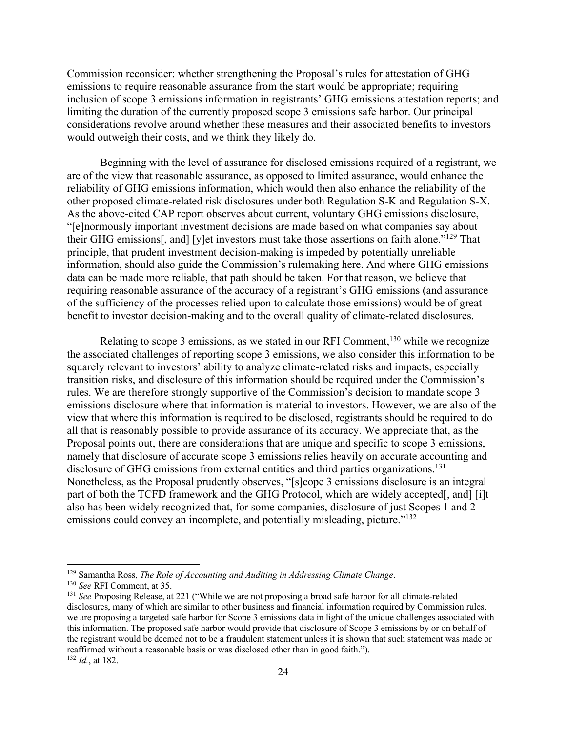Commission reconsider: whether strengthening the Proposal's rules for attestation of GHG emissions to require reasonable assurance from the start would be appropriate; requiring inclusion of scope 3 emissions information in registrants' GHG emissions attestation reports; and limiting the duration of the currently proposed scope 3 emissions safe harbor. Our principal considerations revolve around whether these measures and their associated benefits to investors would outweigh their costs, and we think they likely do.

Beginning with the level of assurance for disclosed emissions required of a registrant, we are of the view that reasonable assurance, as opposed to limited assurance, would enhance the reliability of GHG emissions information, which would then also enhance the reliability of the other proposed climate-related risk disclosures under both Regulation S-K and Regulation S-X. As the above-cited CAP report observes about current, voluntary GHG emissions disclosure, "[e]normously important investment decisions are made based on what companies say about their GHG emissions[, and] [y]et investors must take those assertions on faith alone."[129] That principle, that prudent investment decision-making is impeded by potentially unreliable information, should also guide the Commission's rulemaking here. And where GHG emissions data can be made more reliable, that path should be taken. For that reason, we believe that requiring reasonable assurance of the accuracy of a registrant's GHG emissions (and assurance of the sufficiency of the processes relied upon to calculate those emissions) would be of great benefit to investor decision-making and to the overall quality of climate-related disclosures.

Relating to scope 3 emissions, as we stated in our RFI Comment,[130] while we recognize the associated challenges of reporting scope 3 emissions, we also consider this information to be squarely relevant to investors' ability to analyze climate-related risks and impacts, especially transition risks, and disclosure of this information should be required under the Commission's rules. We are therefore strongly supportive of the Commission's decision to mandate scope 3 emissions disclosure where that information is material to investors. However, we are also of the view that where this information is required to be disclosed, registrants should be required to do all that is reasonably possible to provide assurance of its accuracy. We appreciate that, as the Proposal points out, there are considerations that are unique and specific to scope 3 emissions, namely that disclosure of accurate scope 3 emissions relies heavily on accurate accounting and disclosure of GHG emissions from external entities and third parties organizations.[131] Nonetheless, as the Proposal prudently observes, "[s]cope 3 emissions disclosure is an integral part of both the TCFD framework and the GHG Protocol, which are widely accepted[, and] [i]t also has been widely recognized that, for some companies, disclosure of just Scopes 1 and 2 emissions could convey an incomplete, and potentially misleading, picture."[132]

---

[129] Samantha Ross, *The Role of Accounting and Auditing in Addressing Climate Change*.

[130] *See* RFI Comment, at 35.

[131] *See* Proposing Release, at 221 ("While we are not proposing a broad safe harbor for all climate-related disclosures, many of which are similar to other business and financial information required by Commission rules, we are proposing a targeted safe harbor for Scope 3 emissions data in light of the unique challenges associated with this information. The proposed safe harbor would provide that disclosure of Scope 3 emissions by or on behalf of the registrant would be deemed not to be a fraudulent statement unless it is shown that such statement was made or reaffirmed without a reasonable basis or was disclosed other than in good faith.").

[132] *Id.*, at 182.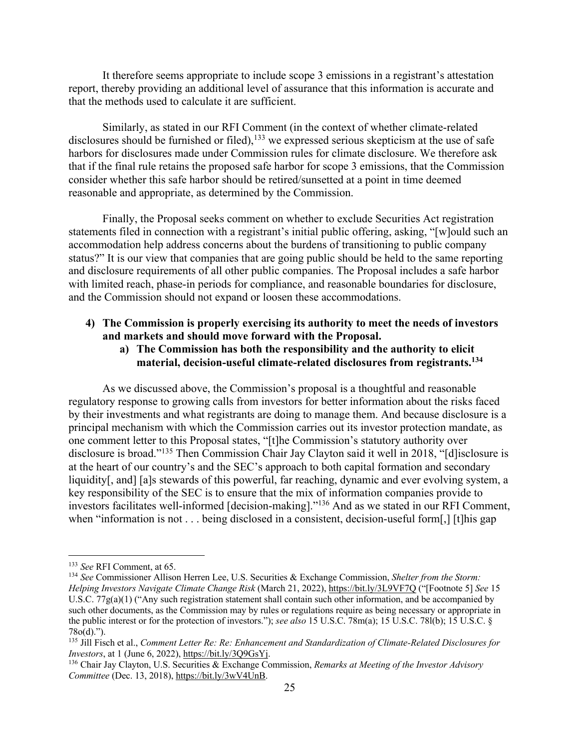It therefore seems appropriate to include scope 3 emissions in a registrant's attestation report, thereby providing an additional level of assurance that this information is accurate and that the methods used to calculate it are sufficient.

Similarly, as stated in our RFI Comment (in the context of whether climate-related disclosures should be furnished or filed),[133] we expressed serious skepticism at the use of safe harbors for disclosures made under Commission rules for climate disclosure. We therefore ask that if the final rule retains the proposed safe harbor for scope 3 emissions, that the Commission consider whether this safe harbor should be retired/sunsetted at a point in time deemed reasonable and appropriate, as determined by the Commission.

Finally, the Proposal seeks comment on whether to exclude Securities Act registration statements filed in connection with a registrant's initial public offering, asking, "[w]ould such an accommodation help address concerns about the burdens of transitioning to public company status?" It is our view that companies that are going public should be held to the same reporting and disclosure requirements of all other public companies. The Proposal includes a safe harbor with limited reach, phase-in periods for compliance, and reasonable boundaries for disclosure, and the Commission should not expand or loosen these accommodations.

**4) The Commission is properly exercising its authority to meet the needs of investors and markets and should move forward with the Proposal.**

**a) The Commission has both the responsibility and the authority to elicit material, decision-useful climate-related disclosures from registrants.[134]**

As we discussed above, the Commission's proposal is a thoughtful and reasonable regulatory response to growing calls from investors for better information about the risks faced by their investments and what registrants are doing to manage them. And because disclosure is a principal mechanism with which the Commission carries out its investor protection mandate, as one comment letter to this Proposal states, "[t]he Commission's statutory authority over disclosure is broad."[135] Then Commission Chair Jay Clayton said it well in 2018, "[d]isclosure is at the heart of our country's and the SEC's approach to both capital formation and secondary liquidity[, and] [a]s stewards of this powerful, far reaching, dynamic and ever evolving system, a key responsibility of the SEC is to ensure that the mix of information companies provide to investors facilitates well-informed [decision-making]."[136] And as we stated in our RFI Comment, when "information is not . . . being disclosed in a consistent, decision-useful form[,] [t]his gap

---

[133] *See* RFI Comment, at 65.

[134] *See* Commissioner Allison Herren Lee, U.S. Securities & Exchange Commission, *Shelter from the Storm: Helping Investors Navigate Climate Change Risk* (March 21, 2022), https://bit.ly/3L9VF7Q ("[Footnote 5] *See* 15 U.S.C. 77g(a)(1) ("Any such registration statement shall contain such other information, and be accompanied by such other documents, as the Commission may by rules or regulations require as being necessary or appropriate in the public interest or for the protection of investors."); *see also* 15 U.S.C. 78m(a); 15 U.S.C. 78l(b); 15 U.S.C. § 78o(d).").

[135] Jill Fisch et al., *Comment Letter Re: Re: Enhancement and Standardization of Climate-Related Disclosures for Investors*, at 1 (June 6, 2022), https://bit.ly/3Q9GsYj.

[136] Chair Jay Clayton, U.S. Securities & Exchange Commission, *Remarks at Meeting of the Investor Advisory Committee* (Dec. 13, 2018), https://bit.ly/3wV4UnB.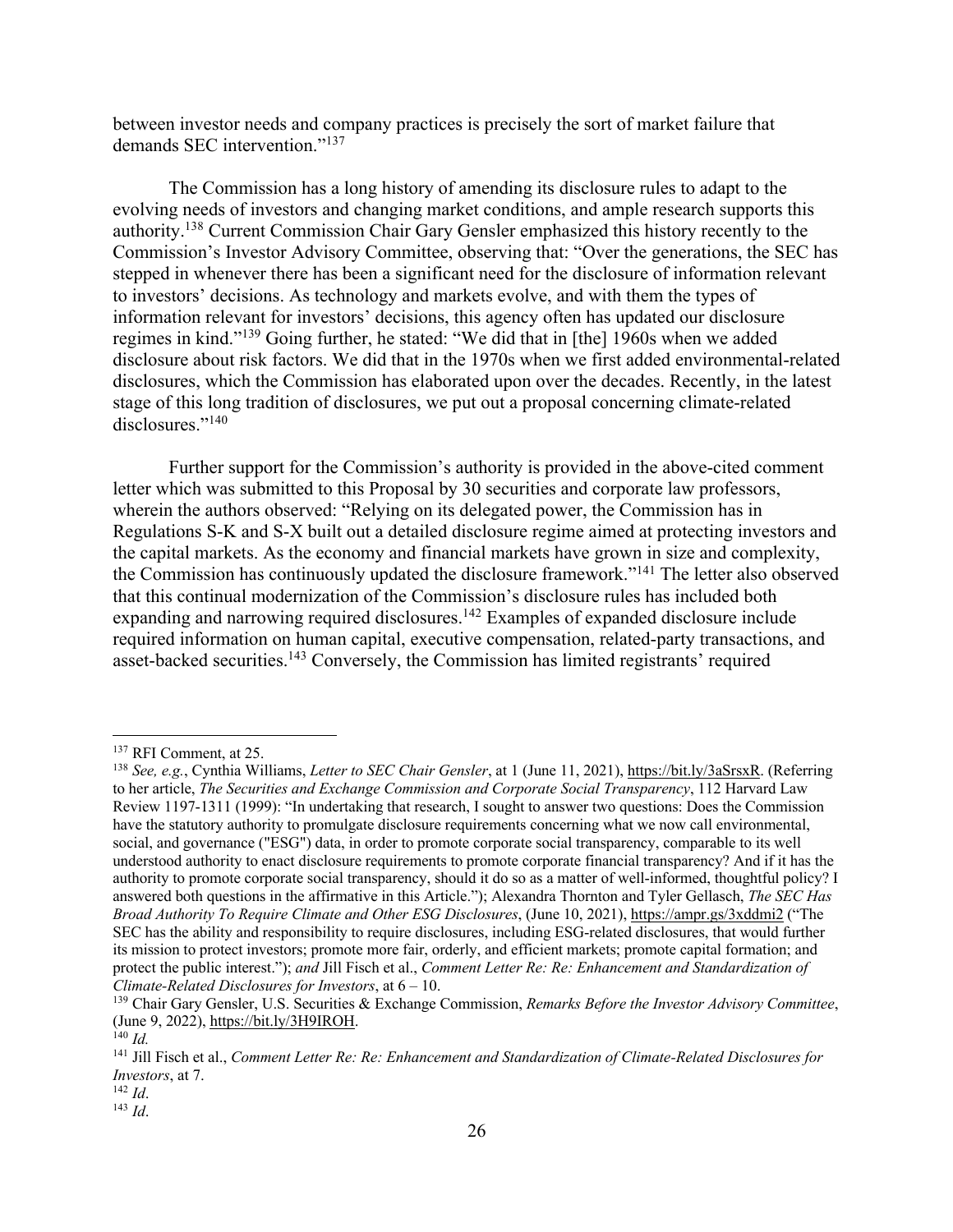between investor needs and company practices is precisely the sort of market failure that demands SEC intervention."[137]

The Commission has a long history of amending its disclosure rules to adapt to the evolving needs of investors and changing market conditions, and ample research supports this authority.[138] Current Commission Chair Gary Gensler emphasized this history recently to the Commission's Investor Advisory Committee, observing that: "Over the generations, the SEC has stepped in whenever there has been a significant need for the disclosure of information relevant to investors' decisions. As technology and markets evolve, and with them the types of information relevant for investors' decisions, this agency often has updated our disclosure regimes in kind."[139] Going further, he stated: "We did that in [the] 1960s when we added disclosure about risk factors. We did that in the 1970s when we first added environmental-related disclosures, which the Commission has elaborated upon over the decades. Recently, in the latest stage of this long tradition of disclosures, we put out a proposal concerning climate-related disclosures."[140]

Further support for the Commission's authority is provided in the above-cited comment letter which was submitted to this Proposal by 30 securities and corporate law professors, wherein the authors observed: "Relying on its delegated power, the Commission has in Regulations S-K and S-X built out a detailed disclosure regime aimed at protecting investors and the capital markets. As the economy and financial markets have grown in size and complexity, the Commission has continuously updated the disclosure framework."[141] The letter also observed that this continual modernization of the Commission's disclosure rules has included both expanding and narrowing required disclosures.[142] Examples of expanded disclosure include required information on human capital, executive compensation, related-party transactions, and asset-backed securities.[143] Conversely, the Commission has limited registrants' required

---

[137] RFI Comment, at 25.

[138] *See, e.g.*, Cynthia Williams, *Letter to SEC Chair Gensler*, at 1 (June 11, 2021), https://bit.ly/3aSrsxR. (Referring to her article, *The Securities and Exchange Commission and Corporate Social Transparency*, 112 Harvard Law Review 1197-1311 (1999): "In undertaking that research, I sought to answer two questions: Does the Commission have the statutory authority to promulgate disclosure requirements concerning what we now call environmental, social, and governance ("ESG") data, in order to promote corporate social transparency, comparable to its well understood authority to enact disclosure requirements to promote corporate financial transparency? And if it has the authority to promote corporate social transparency, should it do so as a matter of well-informed, thoughtful policy? I answered both questions in the affirmative in this Article."); Alexandra Thornton and Tyler Gellasch, *The SEC Has Broad Authority To Require Climate and Other ESG Disclosures*, (June 10, 2021), https://ampr.gs/3xddmi2 ("The SEC has the ability and responsibility to require disclosures, including ESG-related disclosures, that would further its mission to protect investors; promote more fair, orderly, and efficient markets; promote capital formation; and protect the public interest."); *and* Jill Fisch et al., *Comment Letter Re: Re: Enhancement and Standardization of Climate-Related Disclosures for Investors*, at 6 – 10.

[139] Chair Gary Gensler, U.S. Securities & Exchange Commission, *Remarks Before the Investor Advisory Committee*, (June 9, 2022), https://bit.ly/3H9IROH.

[140] *Id.*

[141] Jill Fisch et al., *Comment Letter Re: Re: Enhancement and Standardization of Climate-Related Disclosures for Investors*, at 7.

[142] *Id*.

[143] *Id*.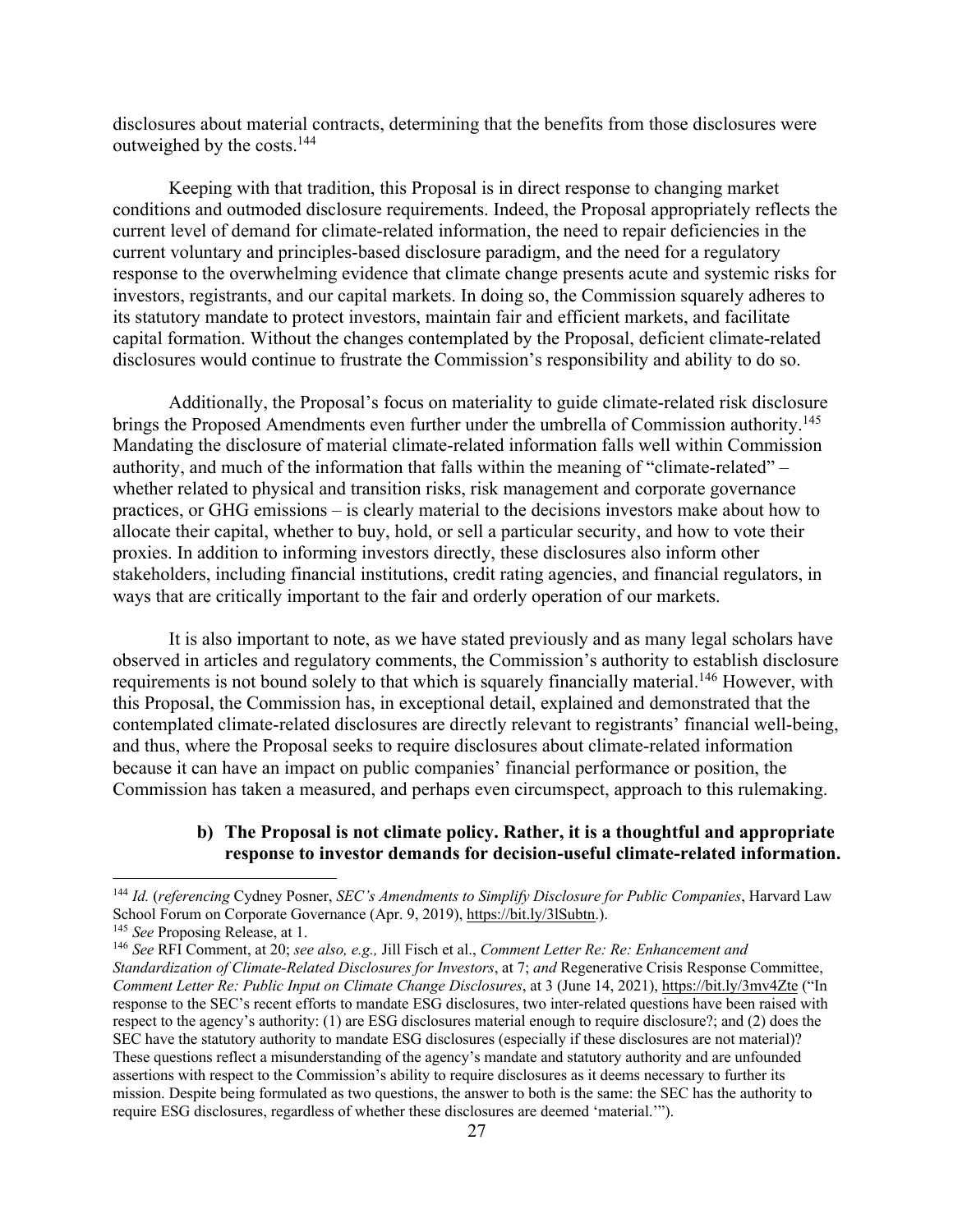disclosures about material contracts, determining that the benefits from those disclosures were outweighed by the costs.[144]

Keeping with that tradition, this Proposal is in direct response to changing market conditions and outmoded disclosure requirements. Indeed, the Proposal appropriately reflects the current level of demand for climate-related information, the need to repair deficiencies in the current voluntary and principles-based disclosure paradigm, and the need for a regulatory response to the overwhelming evidence that climate change presents acute and systemic risks for investors, registrants, and our capital markets. In doing so, the Commission squarely adheres to its statutory mandate to protect investors, maintain fair and efficient markets, and facilitate capital formation. Without the changes contemplated by the Proposal, deficient climate-related disclosures would continue to frustrate the Commission's responsibility and ability to do so.

Additionally, the Proposal's focus on materiality to guide climate-related risk disclosure brings the Proposed Amendments even further under the umbrella of Commission authority.[145] Mandating the disclosure of material climate-related information falls well within Commission authority, and much of the information that falls within the meaning of "climate-related" – whether related to physical and transition risks, risk management and corporate governance practices, or GHG emissions – is clearly material to the decisions investors make about how to allocate their capital, whether to buy, hold, or sell a particular security, and how to vote their proxies. In addition to informing investors directly, these disclosures also inform other stakeholders, including financial institutions, credit rating agencies, and financial regulators, in ways that are critically important to the fair and orderly operation of our markets.

It is also important to note, as we have stated previously and as many legal scholars have observed in articles and regulatory comments, the Commission's authority to establish disclosure requirements is not bound solely to that which is squarely financially material.[146] However, with this Proposal, the Commission has, in exceptional detail, explained and demonstrated that the contemplated climate-related disclosures are directly relevant to registrants' financial well-being, and thus, where the Proposal seeks to require disclosures about climate-related information because it can have an impact on public companies' financial performance or position, the Commission has taken a measured, and perhaps even circumspect, approach to this rulemaking.

**b) The Proposal is not climate policy. Rather, it is a thoughtful and appropriate response to investor demands for decision-useful climate-related information.**

---

[144] *Id.* (*referencing* Cydney Posner, *SEC's Amendments to Simplify Disclosure for Public Companies*, Harvard Law School Forum on Corporate Governance (Apr. 9, 2019), https://bit.ly/3lSubtn.).

[145] *See* Proposing Release, at 1.

[146] *See* RFI Comment, at 20; *see also, e.g.,* Jill Fisch et al., *Comment Letter Re: Re: Enhancement and Standardization of Climate-Related Disclosures for Investors*, at 7; *and* Regenerative Crisis Response Committee, *Comment Letter Re: Public Input on Climate Change Disclosures*, at 3 (June 14, 2021), https://bit.ly/3mv4Zte ("In response to the SEC's recent efforts to mandate ESG disclosures, two inter-related questions have been raised with respect to the agency's authority: (1) are ESG disclosures material enough to require disclosure?; and (2) does the SEC have the statutory authority to mandate ESG disclosures (especially if these disclosures are not material)? These questions reflect a misunderstanding of the agency's mandate and statutory authority and are unfounded assertions with respect to the Commission's ability to require disclosures as it deems necessary to further its mission. Despite being formulated as two questions, the answer to both is the same: the SEC has the authority to require ESG disclosures, regardless of whether these disclosures are deemed 'material.'").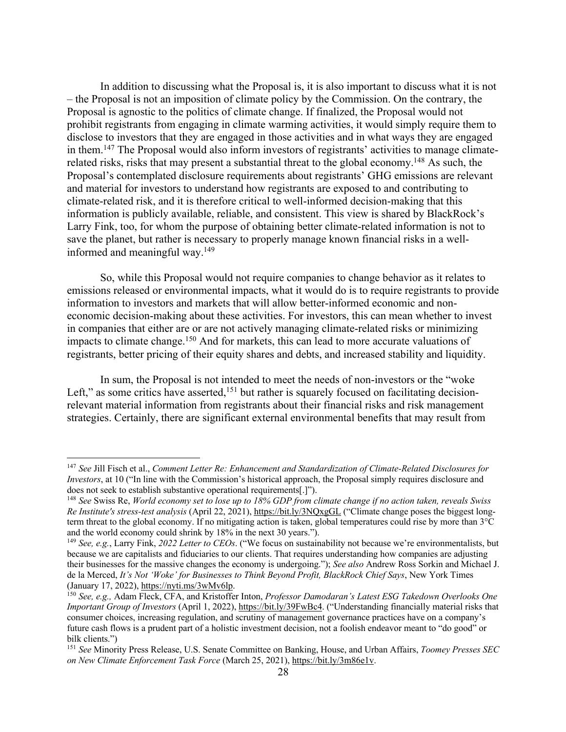In addition to discussing what the Proposal is, it is also important to discuss what it is not – the Proposal is not an imposition of climate policy by the Commission. On the contrary, the Proposal is agnostic to the politics of climate change. If finalized, the Proposal would not prohibit registrants from engaging in climate warming activities, it would simply require them to disclose to investors that they are engaged in those activities and in what ways they are engaged in them.[147] The Proposal would also inform investors of registrants' activities to manage climate-related risks, risks that may present a substantial threat to the global economy.[148] As such, the Proposal's contemplated disclosure requirements about registrants' GHG emissions are relevant and material for investors to understand how registrants are exposed to and contributing to climate-related risk, and it is therefore critical to well-informed decision-making that this information is publicly available, reliable, and consistent. This view is shared by BlackRock's Larry Fink, too, for whom the purpose of obtaining better climate-related information is not to save the planet, but rather is necessary to properly manage known financial risks in a well-informed and meaningful way.[149]

So, while this Proposal would not require companies to change behavior as it relates to emissions released or environmental impacts, what it would do is to require registrants to provide information to investors and markets that will allow better-informed economic and non-economic decision-making about these activities. For investors, this can mean whether to invest in companies that either are or are not actively managing climate-related risks or minimizing impacts to climate change.[150] And for markets, this can lead to more accurate valuations of registrants, better pricing of their equity shares and debts, and increased stability and liquidity.

In sum, the Proposal is not intended to meet the needs of non-investors or the "woke Left," as some critics have asserted,[151] but rather is squarely focused on facilitating decision-relevant material information from registrants about their financial risks and risk management strategies. Certainly, there are significant external environmental benefits that may result from

---

[147] *See* Jill Fisch et al., *Comment Letter Re: Enhancement and Standardization of Climate-Related Disclosures for Investors*, at 10 ("In line with the Commission's historical approach, the Proposal simply requires disclosure and does not seek to establish substantive operational requirements[.]").

[148] *See* Swiss Re, *World economy set to lose up to 18% GDP from climate change if no action taken, reveals Swiss Re Institute's stress-test analysis* (April 22, 2021), https://bit.ly/3NQxgGL ("Climate change poses the biggest long-term threat to the global economy. If no mitigating action is taken, global temperatures could rise by more than 3°C and the world economy could shrink by 18% in the next 30 years.").

[149] *See, e.g.*, Larry Fink, *2022 Letter to CEOs*. ("We focus on sustainability not because we're environmentalists, but because we are capitalists and fiduciaries to our clients. That requires understanding how companies are adjusting their businesses for the massive changes the economy is undergoing."); *See also* Andrew Ross Sorkin and Michael J. de la Merced, *It's Not 'Woke' for Businesses to Think Beyond Profit, BlackRock Chief Says*, New York Times (January 17, 2022), https://nyti.ms/3wMv6lp.

[150] *See, e.g.,* Adam Fleck, CFA, and Kristoffer Inton, *Professor Damodaran's Latest ESG Takedown Overlooks One Important Group of Investors* (April 1, 2022), https://bit.ly/39FwBc4. ("Understanding financially material risks that consumer choices, increasing regulation, and scrutiny of management governance practices have on a company's future cash flows is a prudent part of a holistic investment decision, not a foolish endeavor meant to "do good" or bilk clients.")

[151] *See* Minority Press Release, U.S. Senate Committee on Banking, House, and Urban Affairs, *Toomey Presses SEC on New Climate Enforcement Task Force* (March 25, 2021), https://bit.ly/3m86e1v.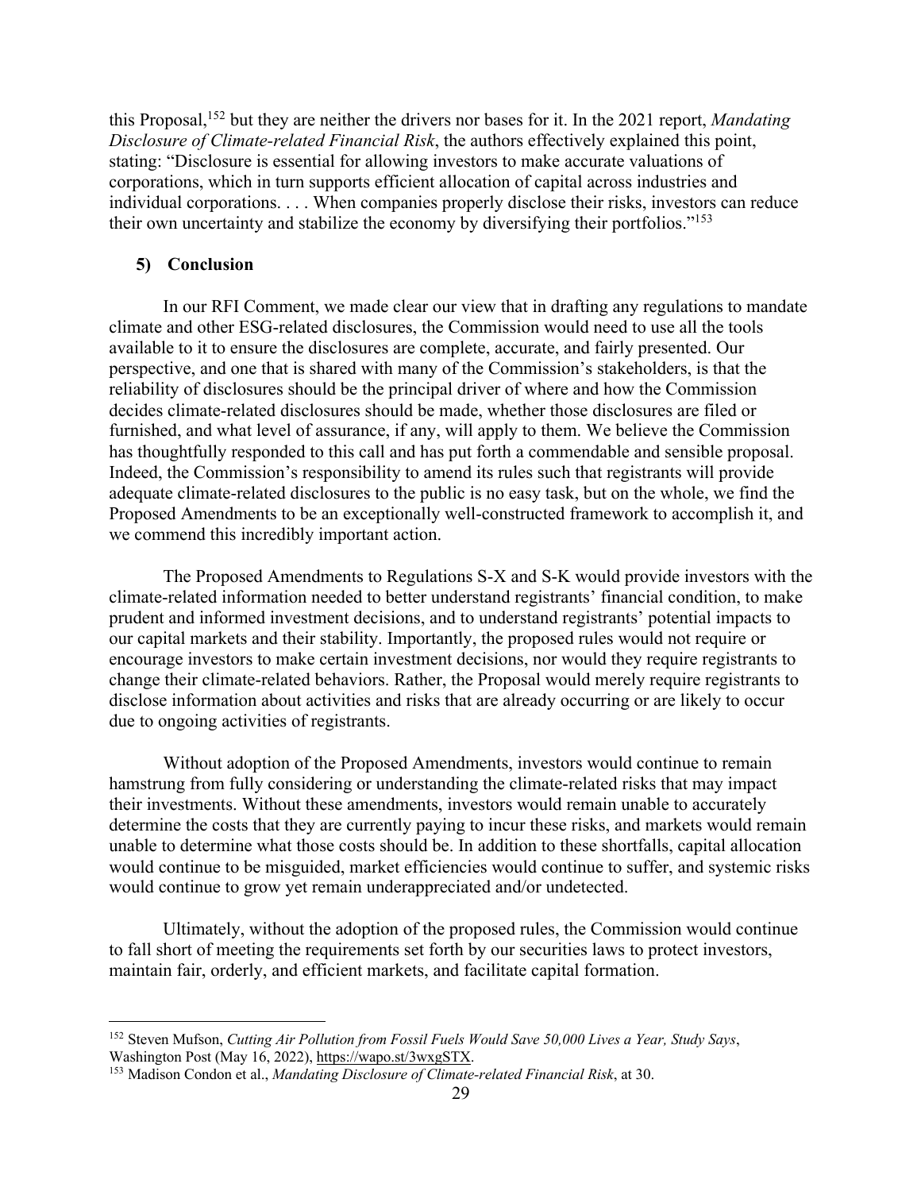this Proposal,[152] but they are neither the drivers nor bases for it. In the 2021 report, *Mandating Disclosure of Climate-related Financial Risk*, the authors effectively explained this point, stating: "Disclosure is essential for allowing investors to make accurate valuations of corporations, which in turn supports efficient allocation of capital across industries and individual corporations. . . . When companies properly disclose their risks, investors can reduce their own uncertainty and stabilize the economy by diversifying their portfolios."[153]

### 5) Conclusion

In our RFI Comment, we made clear our view that in drafting any regulations to mandate climate and other ESG-related disclosures, the Commission would need to use all the tools available to it to ensure the disclosures are complete, accurate, and fairly presented. Our perspective, and one that is shared with many of the Commission's stakeholders, is that the reliability of disclosures should be the principal driver of where and how the Commission decides climate-related disclosures should be made, whether those disclosures are filed or furnished, and what level of assurance, if any, will apply to them. We believe the Commission has thoughtfully responded to this call and has put forth a commendable and sensible proposal. Indeed, the Commission's responsibility to amend its rules such that registrants will provide adequate climate-related disclosures to the public is no easy task, but on the whole, we find the Proposed Amendments to be an exceptionally well-constructed framework to accomplish it, and we commend this incredibly important action.

The Proposed Amendments to Regulations S-X and S-K would provide investors with the climate-related information needed to better understand registrants' financial condition, to make prudent and informed investment decisions, and to understand registrants' potential impacts to our capital markets and their stability. Importantly, the proposed rules would not require or encourage investors to make certain investment decisions, nor would they require registrants to change their climate-related behaviors. Rather, the Proposal would merely require registrants to disclose information about activities and risks that are already occurring or are likely to occur due to ongoing activities of registrants.

Without adoption of the Proposed Amendments, investors would continue to remain hamstrung from fully considering or understanding the climate-related risks that may impact their investments. Without these amendments, investors would remain unable to accurately determine the costs that they are currently paying to incur these risks, and markets would remain unable to determine what those costs should be. In addition to these shortfalls, capital allocation would continue to be misguided, market efficiencies would continue to suffer, and systemic risks would continue to grow yet remain underappreciated and/or undetected.

Ultimately, without the adoption of the proposed rules, the Commission would continue to fall short of meeting the requirements set forth by our securities laws to protect investors, maintain fair, orderly, and efficient markets, and facilitate capital formation.

---

[152] Steven Mufson, *Cutting Air Pollution from Fossil Fuels Would Save 50,000 Lives a Year, Study Says*, Washington Post (May 16, 2022), https://wapo.st/3wxgSTX.

[153] Madison Condon et al., *Mandating Disclosure of Climate-related Financial Risk*, at 30.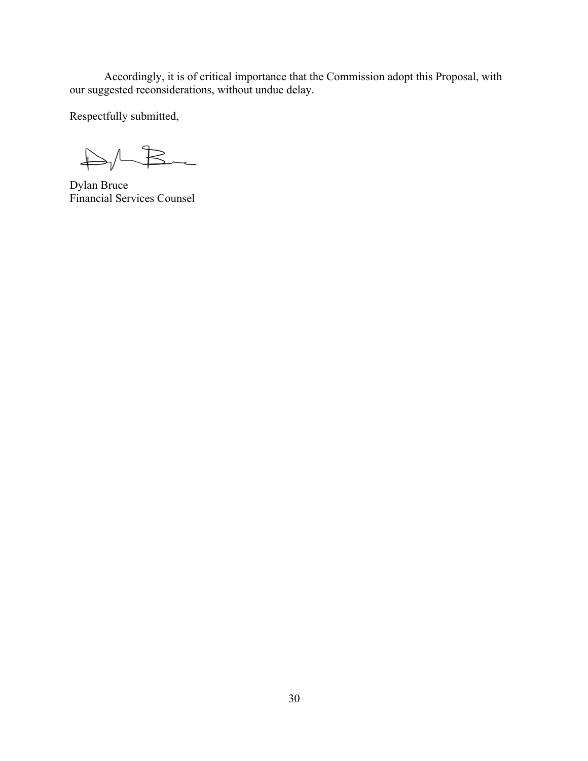Accordingly, it is of critical importance that the Commission adopt this Proposal, with our suggested reconsiderations, without undue delay.

Respectfully submitted,

Dylan Bruce
Financial Services Counsel